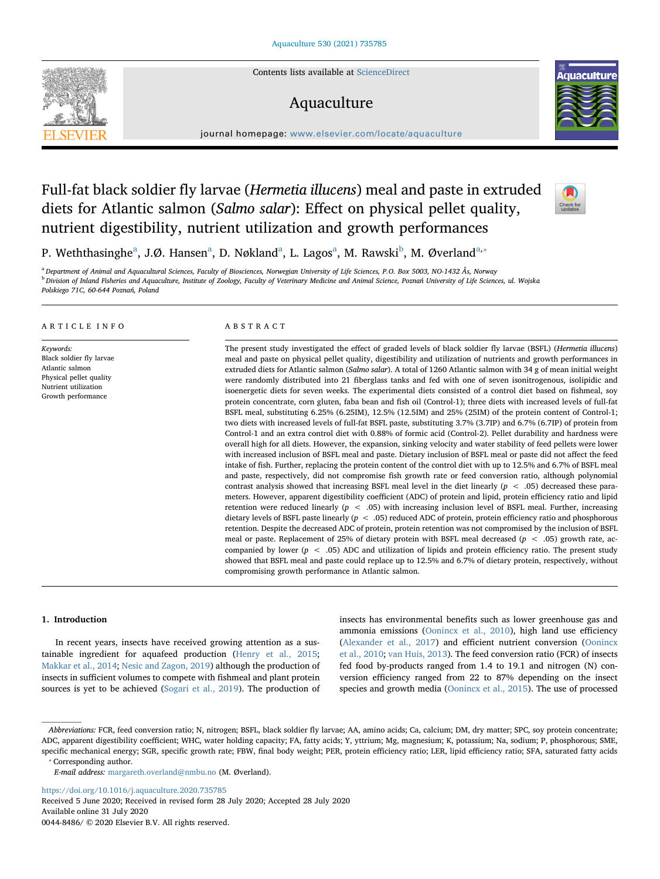# Full-fat black soldier fly larvae (*Hermetia illucens*) meal and paste in extruded diets for Atlantic salmon (*Salmo salar*): Effect on physical pellet quality, nutrient digestibility, nutrient utilization and growth performances

P. Weththasinghe[a], J.Ø. Hansen[a], D. Nøkland[a], L. Lagos[a], M. Rawski[b], M. Øverland[a,*]

[a] Department of Animal and Aquacultural Sciences, Faculty of Biosciences, Norwegian University of Life Sciences, P.O. Box 5003, NO-1432 Ås, Norway
[b] Division of Inland Fisheries and Aquaculture, Institute of Zoology, Faculty of Veterinary Medicine and Animal Science, Poznań University of Life Sciences, ul. Wojska Polskiego 71C, 60-644 Poznań, Poland

## ARTICLE INFO

*Keywords:*
Black soldier fly larvae
Atlantic salmon
Physical pellet quality
Nutrient utilization
Growth performance

## ABSTRACT

The present study investigated the effect of graded levels of black soldier fly larvae (BSFL) (*Hermetia illucens*) meal and paste on physical pellet quality, digestibility and utilization of nutrients and growth performances in extruded diets for Atlantic salmon (*Salmo salar*). A total of 1260 Atlantic salmon with 34 g of mean initial weight were randomly distributed into 21 fiberglass tanks and fed with one of seven isonitrogenous, isolipidic and isoenergetic diets for seven weeks. The experimental diets consisted of a control diet based on fishmeal, soy protein concentrate, corn gluten, faba bean and fish oil (Control-1); three diets with increased levels of full-fat BSFL meal, substituting 6.25% (6.25IM), 12.5% (12.5IM) and 25% (25IM) of the protein content of Control-1; two diets with increased levels of full-fat BSFL paste, substituting 3.7% (3.7IP) and 6.7% (6.7IP) of protein from Control-1 and an extra control diet with 0.88% of formic acid (Control-2). Pellet durability and hardness were overall high for all diets. However, the expansion, sinking velocity and water stability of feed pellets were lower with increased inclusion of BSFL meal and paste. Dietary inclusion of BSFL meal or paste did not affect the feed intake of fish. Further, replacing the protein content of the control diet with up to 12.5% and 6.7% of BSFL meal and paste, respectively, did not compromise fish growth rate or feed conversion ratio, although polynomial contrast analysis showed that increasing BSFL meal level in the diet linearly ($p < .05$) decreased these parameters. However, apparent digestibility coefficient (ADC) of protein and lipid, protein efficiency ratio and lipid retention were reduced linearly ($p < .05$) with increasing inclusion level of BSFL meal. Further, increasing dietary levels of BSFL paste linearly ($p < .05$) reduced ADC of protein, protein efficiency ratio and phosphorous retention. Despite the decreased ADC of protein, protein retention was not compromised by the inclusion of BSFL meal or paste. Replacement of 25% of dietary protein with BSFL meal decreased ($p < .05$) growth rate, accompanied by lower ($p < .05$) ADC and utilization of lipids and protein efficiency ratio. The present study showed that BSFL meal and paste could replace up to 12.5% and 6.7% of dietary protein, respectively, without compromising growth performance in Atlantic salmon.

## 1. Introduction

In recent years, insects have received growing attention as a sustainable ingredient for aquafeed production (Henry et al., 2015; Makkar et al., 2014; Nesic and Zagon, 2019) although the production of insects in sufficient volumes to compete with fishmeal and plant protein sources is yet to be achieved (Sogari et al., 2019). The production of insects has environmental benefits such as lower greenhouse gas and ammonia emissions (Oonincx et al., 2010), high land use efficiency (Alexander et al., 2017) and efficient nutrient conversion (Oonincx et al., 2010; van Huis, 2013). The feed conversion ratio (FCR) of insects fed food by-products ranged from 1.4 to 19.1 and nitrogen (N) conversion efficiency ranged from 22 to 87% depending on the insect species and growth media (Oonincx et al., 2015). The use of processed

---

*Abbreviations:* FCR, feed conversion ratio; N, nitrogen; BSFL, black soldier fly larvae; AA, amino acids; Ca, calcium; DM, dry matter; SPC, soy protein concentrate; ADC, apparent digestibility coefficient; WHC, water holding capacity; FA, fatty acids; Y, yttrium; Mg, magnesium; K, potassium; Na, sodium; P, phosphorous; SME, specific mechanical energy; SGR, specific growth rate; FBW, final body weight; PER, protein efficiency ratio; LER, lipid efficiency ratio; SFA, saturated fatty acids

* Corresponding author.
*E-mail address:* margareth.overland@nmbu.no (M. Øverland).

https://doi.org/10.1016/j.aquaculture.2020.735785
Received 5 June 2020; Received in revised form 28 July 2020; Accepted 28 July 2020
Available online 31 July 2020
0044-8486/ © 2020 Elsevier B.V. All rights reserved.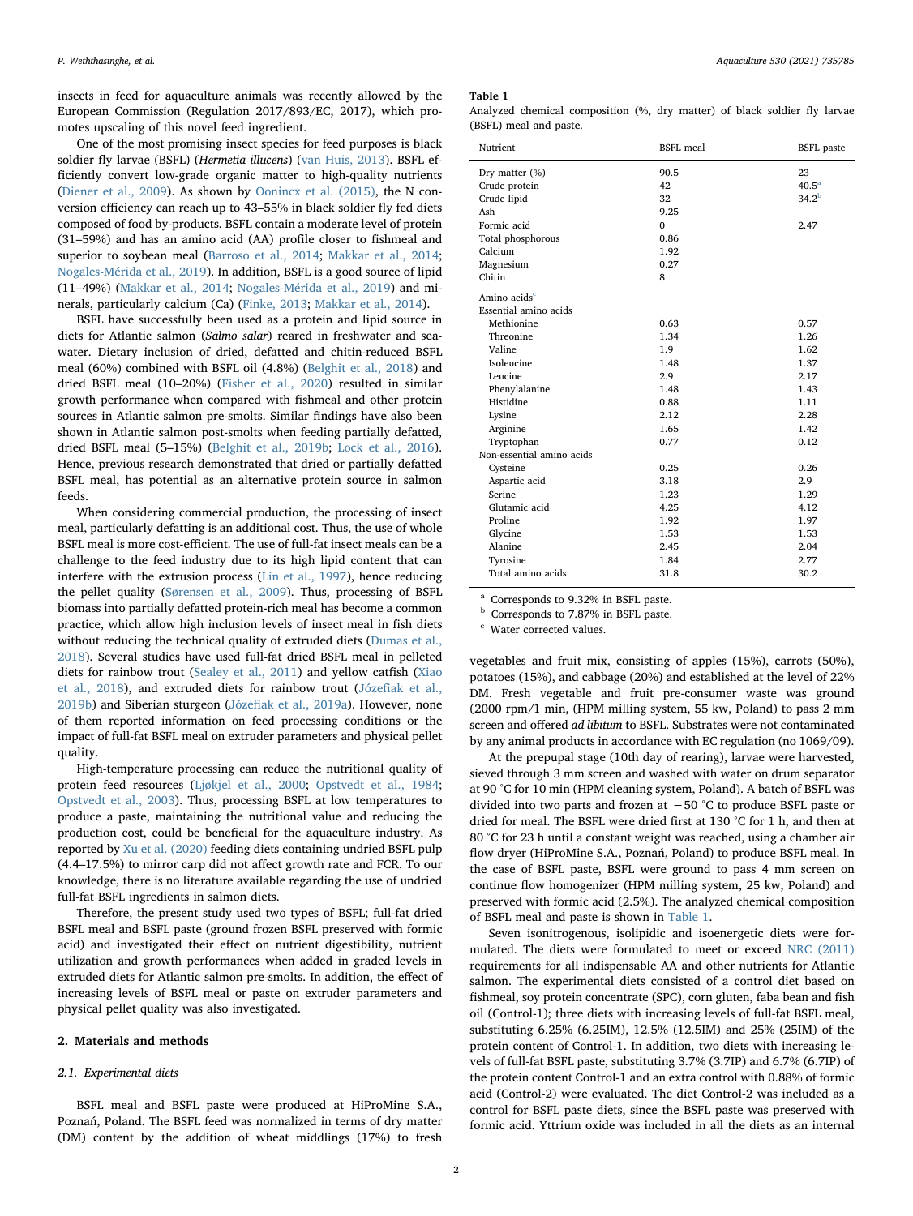insects in feed for aquaculture animals was recently allowed by the European Commission (Regulation 2017/893/EC, 2017), which promotes upscaling of this novel feed ingredient.

One of the most promising insect species for feed purposes is black soldier fly larvae (BSFL) (*Hermetia illucens*) (van Huis, 2013). BSFL efficiently convert low-grade organic matter to high-quality nutrients (Diener et al., 2009). As shown by Oonincx et al. (2015), the N conversion efficiency can reach up to 43–55% in black soldier fly fed diets composed of food by-products. BSFL contain a moderate level of protein (31–59%) and has an amino acid (AA) profile closer to fishmeal and superior to soybean meal (Barroso et al., 2014; Makkar et al., 2014; Nogales-Mérida et al., 2019). In addition, BSFL is a good source of lipid (11–49%) (Makkar et al., 2014; Nogales-Mérida et al., 2019) and minerals, particularly calcium (Ca) (Finke, 2013; Makkar et al., 2014).

BSFL have successfully been used as a protein and lipid source in diets for Atlantic salmon (*Salmo salar*) reared in freshwater and seawater. Dietary inclusion of dried, defatted and chitin-reduced BSFL meal (60%) combined with BSFL oil (4.8%) (Belghit et al., 2018) and dried BSFL meal (10–20%) (Fisher et al., 2020) resulted in similar growth performance when compared with fishmeal and other protein sources in Atlantic salmon pre-smolts. Similar findings have also been shown in Atlantic salmon post-smolts when feeding partially defatted, dried BSFL meal (5–15%) (Belghit et al., 2019b; Lock et al., 2016). Hence, previous research demonstrated that dried or partially defatted BSFL meal, has potential as an alternative protein source in salmon feeds.

When considering commercial production, the processing of insect meal, particularly defatting is an additional cost. Thus, the use of whole BSFL meal is more cost-efficient. The use of full-fat insect meals can be a challenge to the feed industry due to its high lipid content that can interfere with the extrusion process (Lin et al., 1997), hence reducing the pellet quality (Sørensen et al., 2009). Thus, processing of BSFL biomass into partially defatted protein-rich meal has become a common practice, which allow high inclusion levels of insect meal in fish diets without reducing the technical quality of extruded diets (Dumas et al., 2018). Several studies have used full-fat dried BSFL meal in pelleted diets for rainbow trout (Sealey et al., 2011) and yellow catfish (Xiao et al., 2018), and extruded diets for rainbow trout (Józefiak et al., 2019b) and Siberian sturgeon (Józefiak et al., 2019a). However, none of them reported information on feed processing conditions or the impact of full-fat BSFL meal on extruder parameters and physical pellet quality.

High-temperature processing can reduce the nutritional quality of protein feed resources (Ljøkjel et al., 2000; Opstvedt et al., 1984; Opstvedt et al., 2003). Thus, processing BSFL at low temperatures to produce a paste, maintaining the nutritional value and reducing the production cost, could be beneficial for the aquaculture industry. As reported by Xu et al. (2020) feeding diets containing undried BSFL pulp (4.4–17.5%) to mirror carp did not affect growth rate and FCR. To our knowledge, there is no literature available regarding the use of undried full-fat BSFL ingredients in salmon diets.

Therefore, the present study used two types of BSFL; full-fat dried BSFL meal and BSFL paste (ground frozen BSFL preserved with formic acid) and investigated their effect on nutrient digestibility, nutrient utilization and growth performances when added in graded levels in extruded diets for Atlantic salmon pre-smolts. In addition, the effect of increasing levels of BSFL meal or paste on extruder parameters and physical pellet quality was also investigated.

## 2. Materials and methods

### 2.1. Experimental diets

BSFL meal and BSFL paste were produced at HiProMine S.A., Poznań, Poland. The BSFL feed was normalized in terms of dry matter (DM) content by the addition of wheat middlings (17%) to fresh vegetables and fruit mix, consisting of apples (15%), carrots (50%), potatoes (15%), and cabbage (20%) and established at the level of 22% DM. Fresh vegetable and fruit pre-consumer waste was ground (2000 rpm/1 min, (HPM milling system, 55 kw, Poland) to pass 2 mm screen and offered *ad libitum* to BSFL. Substrates were not contaminated by any animal products in accordance with EC regulation (no 1069/09).

At the prepupal stage (10th day of rearing), larvae were harvested, sieved through 3 mm screen and washed with water on drum separator at 90 °C for 10 min (HPM cleaning system, Poland). A batch of BSFL was divided into two parts and frozen at −50 °C to produce BSFL paste or dried for meal. The BSFL were dried first at 130 °C for 1 h, and then at 80 °C for 23 h until a constant weight was reached, using a chamber air flow dryer (HiProMine S.A., Poznań, Poland) to produce BSFL meal. In the case of BSFL paste, BSFL were ground to pass 4 mm screen on continue flow homogenizer (HPM milling system, 25 kw, Poland) and preserved with formic acid (2.5%). The analyzed chemical composition of BSFL meal and paste is shown in Table 1.

**Table 1**
Analyzed chemical composition (%, dry matter) of black soldier fly larvae (BSFL) meal and paste.

| Nutrient | BSFL meal | BSFL paste |
|---|---|---|
| Dry matter (%) | 90.5 | 23 |
| Crude protein | 42 | 40.5[a] |
| Crude lipid | 32 | 34.2[b] |
| Ash | 9.25 | |
| Formic acid | 0 | 2.47 |
| Total phosphorous | 0.86 | |
| Calcium | 1.92 | |
| Magnesium | 0.27 | |
| Chitin | 8 | |
| Amino acids[c] | | |
| Essential amino acids | | |
| Methionine | 0.63 | 0.57 |
| Threonine | 1.34 | 1.26 |
| Valine | 1.9 | 1.62 |
| Isoleucine | 1.48 | 1.37 |
| Leucine | 2.9 | 2.17 |
| Phenylalanine | 1.48 | 1.43 |
| Histidine | 0.88 | 1.11 |
| Lysine | 2.12 | 2.28 |
| Arginine | 1.65 | 1.42 |
| Tryptophan | 0.77 | 0.12 |
| Non-essential amino acids | | |
| Cysteine | 0.25 | 0.26 |
| Aspartic acid | 3.18 | 2.9 |
| Serine | 1.23 | 1.29 |
| Glutamic acid | 4.25 | 4.12 |
| Proline | 1.92 | 1.97 |
| Glycine | 1.53 | 1.53 |
| Alanine | 2.45 | 2.04 |
| Tyrosine | 1.84 | 2.77 |
| Total amino acids | 31.8 | 30.2 |

[a] Corresponds to 9.32% in BSFL paste.
[b] Corresponds to 7.87% in BSFL paste.
[c] Water corrected values.

Seven isonitrogenous, isolipidic and isoenergetic diets were formulated. The diets were formulated to meet or exceed NRC (2011) requirements for all indispensable AA and other nutrients for Atlantic salmon. The experimental diets consisted of a control diet based on fishmeal, soy protein concentrate (SPC), corn gluten, faba bean and fish oil (Control-1); three diets with increasing levels of full-fat BSFL meal, substituting 6.25% (6.25IM), 12.5% (12.5IM) and 25% (25IM) of the protein content of Control-1. In addition, two diets with increasing levels of full-fat BSFL paste, substituting 3.7% (3.7IP) and 6.7% (6.7IP) of the protein content Control-1 and an extra control with 0.88% of formic acid (Control-2) were evaluated. The diet Control-2 was included as a control for BSFL paste diets, since the BSFL paste was preserved with formic acid. Yttrium oxide was included in all the diets as an internal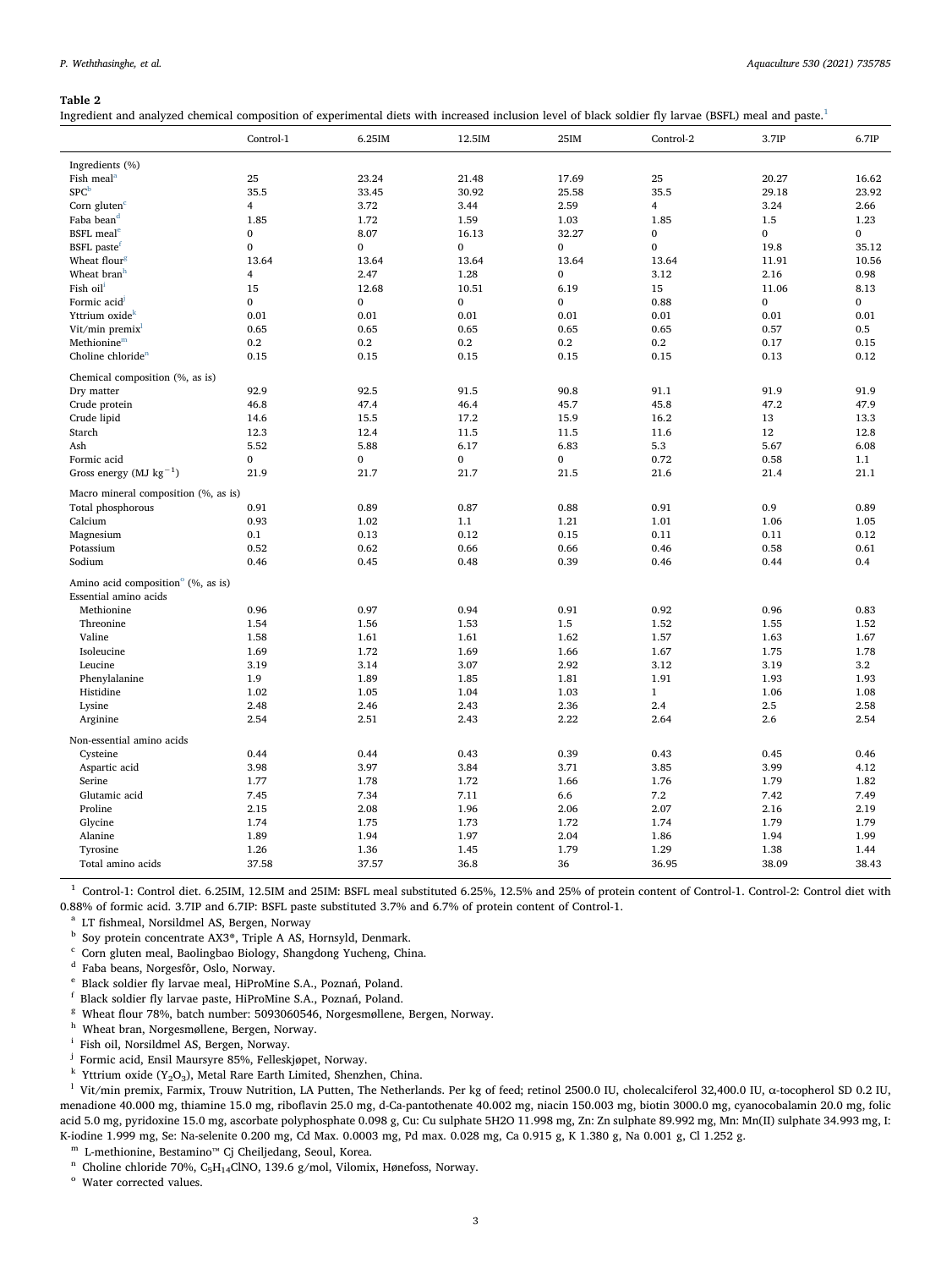**Table 2**

Ingredient and analyzed chemical composition of experimental diets with increased inclusion level of black soldier fly larvae (BSFL) meal and paste.[1]

| | Control-1 | 6.25IM | 12.5IM | 25IM | Control-2 | 3.7IP | 6.7IP |
|---|---|---|---|---|---|---|---|
| Ingredients (%) | | | | | | | |
| Fish meal[a] | 25 | 23.24 | 21.48 | 17.69 | 25 | 20.27 | 16.62 |
| SPC[b] | 35.5 | 33.45 | 30.92 | 25.58 | 35.5 | 29.18 | 23.92 |
| Corn gluten[c] | 4 | 3.72 | 3.44 | 2.59 | 4 | 3.24 | 2.66 |
| Faba bean[d] | 1.85 | 1.72 | 1.59 | 1.03 | 1.85 | 1.5 | 1.23 |
| BSFL meal[e] | 0 | 8.07 | 16.13 | 32.27 | 0 | 0 | 0 |
| BSFL paste[f] | 0 | 0 | 0 | 0 | 0 | 19.8 | 35.12 |
| Wheat flour[g] | 13.64 | 13.64 | 13.64 | 13.64 | 13.64 | 11.91 | 10.56 |
| Wheat bran[h] | 4 | 2.47 | 1.28 | 0 | 3.12 | 2.16 | 0.98 |
| Fish oil[i] | 15 | 12.68 | 10.51 | 6.19 | 15 | 11.06 | 8.13 |
| Formic acid[j] | 0 | 0 | 0 | 0 | 0.88 | 0 | 0 |
| Yttrium oxide[k] | 0.01 | 0.01 | 0.01 | 0.01 | 0.01 | 0.01 | 0.01 |
| Vit/min premix[l] | 0.65 | 0.65 | 0.65 | 0.65 | 0.65 | 0.57 | 0.5 |
| Methionine[m] | 0.2 | 0.2 | 0.2 | 0.2 | 0.2 | 0.17 | 0.15 |
| Choline chloride[n] | 0.15 | 0.15 | 0.15 | 0.15 | 0.15 | 0.13 | 0.12 |
| Chemical composition (%, as is) | | | | | | | |
| Dry matter | 92.9 | 92.5 | 91.5 | 90.8 | 91.1 | 91.9 | 91.9 |
| Crude protein | 46.8 | 47.4 | 46.4 | 45.7 | 45.8 | 47.2 | 47.9 |
| Crude lipid | 14.6 | 15.5 | 17.2 | 15.9 | 16.2 | 13 | 13.3 |
| Starch | 12.3 | 12.4 | 11.5 | 11.5 | 11.6 | 12 | 12.8 |
| Ash | 5.52 | 5.88 | 6.17 | 6.83 | 5.3 | 5.67 | 6.08 |
| Formic acid | 0 | 0 | 0 | 0 | 0.72 | 0.58 | 1.1 |
| Gross energy (MJ $kg^{-1}$) | 21.9 | 21.7 | 21.7 | 21.5 | 21.6 | 21.4 | 21.1 |
| Macro mineral composition (%, as is) | | | | | | | |
| Total phosphorous | 0.91 | 0.89 | 0.87 | 0.88 | 0.91 | 0.9 | 0.89 |
| Calcium | 0.93 | 1.02 | 1.1 | 1.21 | 1.01 | 1.06 | 1.05 |
| Magnesium | 0.1 | 0.13 | 0.12 | 0.15 | 0.11 | 0.11 | 0.12 |
| Potassium | 0.52 | 0.62 | 0.66 | 0.66 | 0.46 | 0.58 | 0.61 |
| Sodium | 0.46 | 0.45 | 0.48 | 0.39 | 0.46 | 0.44 | 0.4 |
| Amino acid composition[o] (%, as is) | | | | | | | |
| Essential amino acids | | | | | | | |
| Methionine | 0.96 | 0.97 | 0.94 | 0.91 | 0.92 | 0.96 | 0.83 |
| Threonine | 1.54 | 1.56 | 1.53 | 1.5 | 1.52 | 1.55 | 1.52 |
| Valine | 1.58 | 1.61 | 1.61 | 1.62 | 1.57 | 1.63 | 1.67 |
| Isoleucine | 1.69 | 1.72 | 1.69 | 1.66 | 1.67 | 1.75 | 1.78 |
| Leucine | 3.19 | 3.14 | 3.07 | 2.92 | 3.12 | 3.19 | 3.2 |
| Phenylalanine | 1.9 | 1.89 | 1.85 | 1.81 | 1.91 | 1.93 | 1.93 |
| Histidine | 1.02 | 1.05 | 1.04 | 1.03 | 1 | 1.06 | 1.08 |
| Lysine | 2.48 | 2.46 | 2.43 | 2.36 | 2.4 | 2.5 | 2.58 |
| Arginine | 2.54 | 2.51 | 2.43 | 2.22 | 2.64 | 2.6 | 2.54 |
| Non-essential amino acids | | | | | | | |
| Cysteine | 0.44 | 0.44 | 0.43 | 0.39 | 0.43 | 0.45 | 0.46 |
| Aspartic acid | 3.98 | 3.97 | 3.84 | 3.71 | 3.85 | 3.99 | 4.12 |
| Serine | 1.77 | 1.78 | 1.72 | 1.66 | 1.76 | 1.79 | 1.82 |
| Glutamic acid | 7.45 | 7.34 | 7.11 | 6.6 | 7.2 | 7.42 | 7.49 |
| Proline | 2.15 | 2.08 | 1.96 | 2.06 | 2.07 | 2.16 | 2.19 |
| Glycine | 1.74 | 1.75 | 1.73 | 1.72 | 1.74 | 1.79 | 1.79 |
| Alanine | 1.89 | 1.94 | 1.97 | 2.04 | 1.86 | 1.94 | 1.99 |
| Tyrosine | 1.26 | 1.36 | 1.45 | 1.79 | 1.29 | 1.38 | 1.44 |
| Total amino acids | 37.58 | 37.57 | 36.8 | 36 | 36.95 | 38.09 | 38.43 |

[1] Control-1: Control diet. 6.25IM, 12.5IM and 25IM: BSFL meal substituted 6.25%, 12.5% and 25% of protein content of Control-1. Control-2: Control diet with 0.88% of formic acid. 3.7IP and 6.7IP: BSFL paste substituted 3.7% and 6.7% of protein content of Control-1.

[a] LT fishmeal, Norsildmel AS, Bergen, Norway

[b] Soy protein concentrate AX3®, Triple A AS, Hornsyld, Denmark.

[c] Corn gluten meal, Baolingbao Biology, Shangdong Yucheng, China.

[d] Faba beans, Norgesfôr, Oslo, Norway.

[e] Black soldier fly larvae meal, HiProMine S.A., Poznań, Poland.

[f] Black soldier fly larvae paste, HiProMine S.A., Poznań, Poland.

[g] Wheat flour 78%, batch number: 5093060546, Norgesmøllene, Bergen, Norway.

[h] Wheat bran, Norgesmøllene, Bergen, Norway.

[i] Fish oil, Norsildmel AS, Bergen, Norway.

[j] Formic acid, Ensil Maursyre 85%, Felleskjøpet, Norway.

[k] Yttrium oxide ($Y_2O_3$), Metal Rare Earth Limited, Shenzhen, China.

[l] Vit/min premix, Farmix, Trouw Nutrition, LA Putten, The Netherlands. Per kg of feed; retinol 2500.0 IU, cholecalciferol 32,400.0 IU, α-tocopherol SD 0.2 IU, menadione 40.000 mg, thiamine 15.0 mg, riboflavin 25.0 mg, d-Ca-pantothenate 40.002 mg, niacin 150.003 mg, biotin 3000.0 mg, cyanocobalamin 20.0 mg, folic acid 5.0 mg, pyridoxine 15.0 mg, ascorbate polyphosphate 0.098 g, Cu: Cu sulphate 5H2O 11.998 mg, Zn: Zn sulphate 89.992 mg, Mn: Mn(II) sulphate 34.993 mg, I: K-iodine 1.999 mg, Se: Na-selenite 0.200 mg, Cd Max. 0.0003 mg, Pd max. 0.028 mg, Ca 0.915 g, K 1.380 g, Na 0.001 g, Cl 1.252 g.

[m] L-methionine, Bestamino™ Cj Cheiljedang, Seoul, Korea.

[n] Choline chloride 70%, $C_5H_{14}ClNO$, 139.6 g/mol, Vilomix, Hønefoss, Norway.

[o] Water corrected values.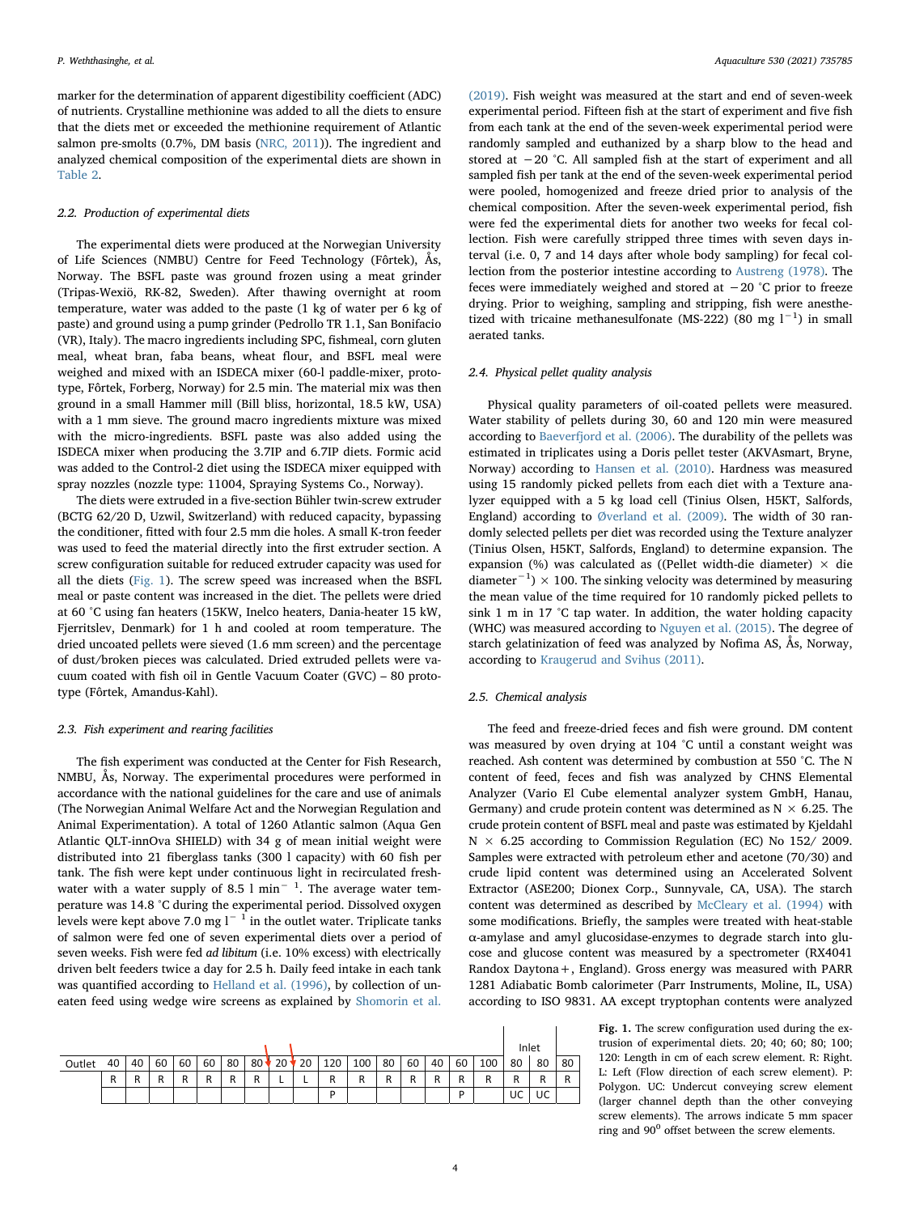marker for the determination of apparent digestibility coefficient (ADC) of nutrients. Crystalline methionine was added to all the diets to ensure that the diets met or exceeded the methionine requirement of Atlantic salmon pre-smolts (0.7%, DM basis (NRC, 2011)). The ingredient and analyzed chemical composition of the experimental diets are shown in Table 2.

### 2.2. Production of experimental diets

The experimental diets were produced at the Norwegian University of Life Sciences (NMBU) Centre for Feed Technology (Fôrtek), Ås, Norway. The BSFL paste was ground frozen using a meat grinder (Tripas-Wexiö, RK-82, Sweden). After thawing overnight at room temperature, water was added to the paste (1 kg of water per 6 kg of paste) and ground using a pump grinder (Pedrollo TR 1.1, San Bonifacio (VR), Italy). The macro ingredients including SPC, fishmeal, corn gluten meal, wheat bran, faba beans, wheat flour, and BSFL meal were weighed and mixed with an ISDECA mixer (60-l paddle-mixer, prototype, Fôrtek, Forberg, Norway) for 2.5 min. The material mix was then ground in a small Hammer mill (Bill bliss, horizontal, 18.5 kW, USA) with a 1 mm sieve. The ground macro ingredients mixture was mixed with the micro-ingredients. BSFL paste was also added using the ISDECA mixer when producing the 3.7IP and 6.7IP diets. Formic acid was added to the Control-2 diet using the ISDECA mixer equipped with spray nozzles (nozzle type: 11004, Spraying Systems Co., Norway).

The diets were extruded in a five-section Bühler twin-screw extruder (BCTG 62/20 D, Uzwil, Switzerland) with reduced capacity, bypassing the conditioner, fitted with four 2.5 mm die holes. A small K-tron feeder was used to feed the material directly into the first extruder section. A screw configuration suitable for reduced extruder capacity was used for all the diets (Fig. 1). The screw speed was increased when the BSFL meal or paste content was increased in the diet. The pellets were dried at 60 °C using fan heaters (15KW, Inelco heaters, Dania-heater 15 kW, Fjerritslev, Denmark) for 1 h and cooled at room temperature. The dried uncoated pellets were sieved (1.6 mm screen) and the percentage of dust/broken pieces was calculated. Dried extruded pellets were vacuum coated with fish oil in Gentle Vacuum Coater (GVC) – 80 prototype (Fôrtek, Amandus-Kahl).

### 2.3. Fish experiment and rearing facilities

The fish experiment was conducted at the Center for Fish Research, NMBU, Ås, Norway. The experimental procedures were performed in accordance with the national guidelines for the care and use of animals (The Norwegian Animal Welfare Act and the Norwegian Regulation and Animal Experimentation). A total of 1260 Atlantic salmon (Aqua Gen Atlantic QLT-innOva SHIELD) with 34 g of mean initial weight were distributed into 21 fiberglass tanks (300 l capacity) with 60 fish per tank. The fish were kept under continuous light in recirculated freshwater with a water supply of 8.5 l min$^{-1}$. The average water temperature was 14.8 °C during the experimental period. Dissolved oxygen levels were kept above 7.0 mg l$^{-1}$ in the outlet water. Triplicate tanks of salmon were fed one of seven experimental diets over a period of seven weeks. Fish were fed *ad libitum* (i.e. 10% excess) with electrically driven belt feeders twice a day for 2.5 h. Daily feed intake in each tank was quantified according to Helland et al. (1996), by collection of uneaten feed using wedge wire screens as explained by Shomorin et al. (2019). Fish weight was measured at the start and end of seven-week experimental period. Fifteen fish at the start of experiment and five fish from each tank at the end of the seven-week experimental period were randomly sampled and euthanized by a sharp blow to the head and stored at −20 °C. All sampled fish at the start of experiment and all sampled fish per tank at the end of the seven-week experimental period were pooled, homogenized and freeze dried prior to analysis of the chemical composition. After the seven-week experimental period, fish were fed the experimental diets for another two weeks for fecal collection. Fish were carefully stripped three times with seven days interval (i.e. 0, 7 and 14 days after whole body sampling) for fecal collection from the posterior intestine according to Austreng (1978). The feces were immediately weighed and stored at −20 °C prior to freeze drying. Prior to weighing, sampling and stripping, fish were anesthetized with tricaine methanesulfonate (MS-222) (80 mg l$^{-1}$) in small aerated tanks.

### 2.4. Physical pellet quality analysis

Physical quality parameters of oil-coated pellets were measured. Water stability of pellets during 30, 60 and 120 min were measured according to Baeverfjord et al. (2006). The durability of the pellets was estimated in triplicates using a Doris pellet tester (AKVAsmart, Bryne, Norway) according to Hansen et al. (2010). Hardness was measured using 15 randomly picked pellets from each diet with a Texture analyzer equipped with a 5 kg load cell (Tinius Olsen, H5KT, Salfords, England) according to Øverland et al. (2009). The width of 30 randomly selected pellets per diet was recorded using the Texture analyzer (Tinius Olsen, H5KT, Salfords, England) to determine expansion. The expansion (%) was calculated as ((Pellet width-die diameter) × die diameter$^{-1}$) × 100. The sinking velocity was determined by measuring the mean value of the time required for 10 randomly picked pellets to sink 1 m in 17 °C tap water. In addition, the water holding capacity (WHC) was measured according to Nguyen et al. (2015). The degree of starch gelatinization of feed was analyzed by Nofima AS, Ås, Norway, according to Kraugerud and Svihus (2011).

### 2.5. Chemical analysis

The feed and freeze-dried feces and fish were ground. DM content was measured by oven drying at 104 °C until a constant weight was reached. Ash content was determined by combustion at 550 °C. The N content of feed, feces and fish was analyzed by CHNS Elemental Analyzer (Vario El Cube elemental analyzer system GmbH, Hanau, Germany) and crude protein content was determined as N × 6.25. The crude protein content of BSFL meal and paste was estimated by Kjeldahl N × 6.25 according to Commission Regulation (EC) No 152/ 2009. Samples were extracted with petroleum ether and acetone (70/30) and crude lipid content was determined using an Accelerated Solvent Extractor (ASE200; Dionex Corp., Sunnyvale, CA, USA). The starch content was determined as described by McCleary et al. (1994) with some modifications. Briefly, the samples were treated with heat-stable α-amylase and amyl glucosidase-enzymes to degrade starch into glucose and glucose content was measured by a spectrometer (RX4041 Randox Daytona+, England). Gross energy was measured with PARR 1281 Adiabatic Bomb calorimeter (Parr Instruments, Moline, IL, USA) according to ISO 9831. AA except tryptophan contents were analyzed

| | | | | | | | | | | | | | | | | | Inlet | | |
|---|---|---|---|---|---|---|---|---|---|---|---|---|---|---|---|---|---|---|---|
| Outlet | 40 | 40 | 60 | 60 | 60 | 80 | 80 | 20 | 20 | 120 | 100 | 80 | 60 | 40 | 60 | 100 | 80 | 80 | 80 |
| | R | R | R | R | R | R | R | L | L | R | R | R | R | R | R | R | R | R | R |
| | | | | | | | | | | P | | | | | P | | UC | UC | |

**Fig. 1.** The screw configuration used during the extrusion of experimental diets. 20; 40; 60; 80; 100; 120: Length in cm of each screw element. R: Right. L: Left (Flow direction of each screw element). P: Polygon. UC: Undercut conveying screw element (larger channel depth than the other conveying screw elements). The arrows indicate 5 mm spacer ring and 90° offset between the screw elements.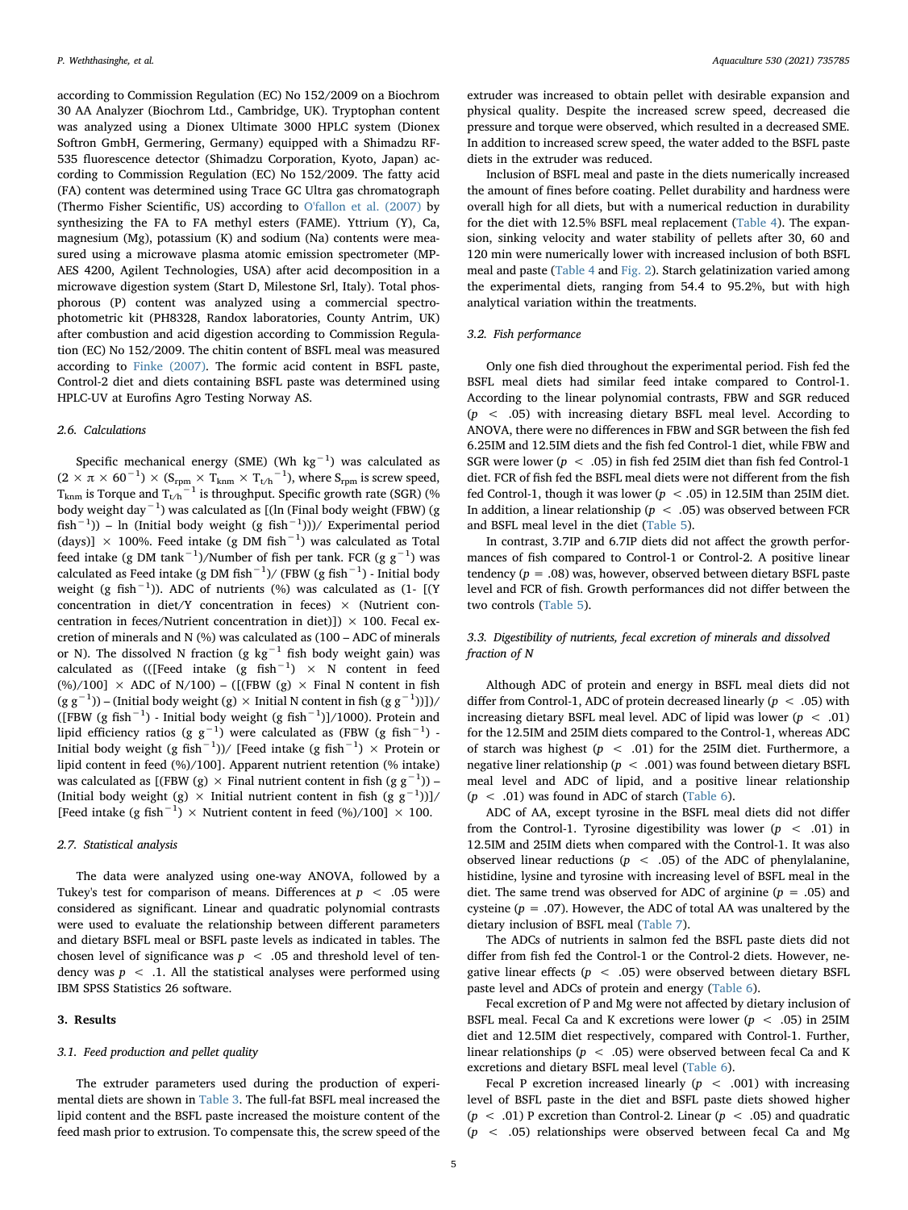according to Commission Regulation (EC) No 152/2009 on a Biochrom 30 AA Analyzer (Biochrom Ltd., Cambridge, UK). Tryptophan content was analyzed using a Dionex Ultimate 3000 HPLC system (Dionex Softron GmbH, Germering, Germany) equipped with a Shimadzu RF-535 fluorescence detector (Shimadzu Corporation, Kyoto, Japan) according to Commission Regulation (EC) No 152/2009. The fatty acid (FA) content was determined using Trace GC Ultra gas chromatograph (Thermo Fisher Scientific, US) according to O'fallon et al. (2007) by synthesizing the FA to FA methyl esters (FAME). Yttrium (Y), Ca, magnesium (Mg), potassium (K) and sodium (Na) contents were measured using a microwave plasma atomic emission spectrometer (MP-AES 4200, Agilent Technologies, USA) after acid decomposition in a microwave digestion system (Start D, Milestone Srl, Italy). Total phosphorous (P) content was analyzed using a commercial spectrophotometric kit (PH8328, Randox laboratories, County Antrim, UK) after combustion and acid digestion according to Commission Regulation (EC) No 152/2009. The chitin content of BSFL meal was measured according to Finke (2007). The formic acid content in BSFL paste, Control-2 diet and diets containing BSFL paste was determined using HPLC-UV at Eurofins Agro Testing Norway AS.

### 2.6. Calculations

Specific mechanical energy (SME) (Wh $kg^{-1}$) was calculated as $(2 \times \pi \times 60^{-1}) \times (S_{rpm} \times T_{knm} \times T_{t/h}^{-1})$, where $S_{rpm}$ is screw speed, $T_{knm}$ is Torque and $T_{t/h}^{-1}$ is throughput. Specific growth rate (SGR) (% body weight $day^{-1}$) was calculated as [(ln (Final body weight (FBW) (g $fish^{-1}$)) – ln (Initial body weight (g $fish^{-1}$)))/ Experimental period (days)] × 100%. Feed intake (g DM $fish^{-1}$) was calculated as Total feed intake (g DM $tank^{-1}$)/Number of fish per tank. FCR (g $g^{-1}$) was calculated as Feed intake (g DM $fish^{-1}$)/ (FBW (g $fish^{-1}$) - Initial body weight (g $fish^{-1}$)). ADC of nutrients (%) was calculated as (1- [(Y concentration in diet/Y concentration in feces) × (Nutrient concentration in feces/Nutrient concentration in diet)]) × 100. Fecal excretion of minerals and N (%) was calculated as (100 – ADC of minerals or N). The dissolved N fraction (g $kg^{-1}$ fish body weight gain) was calculated as (([Feed intake (g $fish^{-1}$) × N content in feed (%)/100] × ADC of N/100) – ([(FBW (g) × Final N content in fish (g $g^{-1}$)) – (Initial body weight (g) × Initial N content in fish (g $g^{-1}$))]/ ([FBW (g $fish^{-1}$) - Initial body weight (g $fish^{-1}$)]/1000). Protein and lipid efficiency ratios (g $g^{-1}$) were calculated as (FBW (g $fish^{-1}$) - Initial body weight (g $fish^{-1}$))/ [Feed intake (g $fish^{-1}$) × Protein or lipid content in feed (%)/100]. Apparent nutrient retention (% intake) was calculated as [(FBW (g) × Final nutrient content in fish (g $g^{-1}$)) – (Initial body weight (g) × Initial nutrient content in fish (g $g^{-1}$))]/ [Feed intake (g $fish^{-1}$) × Nutrient content in feed (%)/100] × 100.

### 2.7. Statistical analysis

The data were analyzed using one-way ANOVA, followed by a Tukey's test for comparison of means. Differences at $p < .05$ were considered as significant. Linear and quadratic polynomial contrasts were used to evaluate the relationship between different parameters and dietary BSFL meal or BSFL paste levels as indicated in tables. The chosen level of significance was $p < .05$ and threshold level of tendency was $p < .1$. All the statistical analyses were performed using IBM SPSS Statistics 26 software.

## 3. Results

### 3.1. Feed production and pellet quality

The extruder parameters used during the production of experimental diets are shown in Table 3. The full-fat BSFL meal increased the lipid content and the BSFL paste increased the moisture content of the feed mash prior to extrusion. To compensate this, the screw speed of the extruder was increased to obtain pellet with desirable expansion and physical quality. Despite the increased screw speed, decreased die pressure and torque were observed, which resulted in a decreased SME. In addition to increased screw speed, the water added to the BSFL paste diets in the extruder was reduced.

Inclusion of BSFL meal and paste in the diets numerically increased the amount of fines before coating. Pellet durability and hardness were overall high for all diets, but with a numerical reduction in durability for the diet with 12.5% BSFL meal replacement (Table 4). The expansion, sinking velocity and water stability of pellets after 30, 60 and 120 min were numerically lower with increased inclusion of both BSFL meal and paste (Table 4 and Fig. 2). Starch gelatinization varied among the experimental diets, ranging from 54.4 to 95.2%, but with high analytical variation within the treatments.

### 3.2. Fish performance

Only one fish died throughout the experimental period. Fish fed the BSFL meal diets had similar feed intake compared to Control-1. According to the linear polynomial contrasts, FBW and SGR reduced ($p < .05$) with increasing dietary BSFL meal level. According to ANOVA, there were no differences in FBW and SGR between the fish fed 6.25IM and 12.5IM diets and the fish fed Control-1 diet, while FBW and SGR were lower ($p < .05$) in fish fed 25IM diet than fish fed Control-1 diet. FCR of fish fed the BSFL meal diets were not different from the fish fed Control-1, though it was lower ($p < .05$) in 12.5IM than 25IM diet. In addition, a linear relationship ($p < .05$) was observed between FCR and BSFL meal level in the diet (Table 5).

In contrast, 3.7IP and 6.7IP diets did not affect the growth performances of fish compared to Control-1 or Control-2. A positive linear tendency ($p = .08$) was, however, observed between dietary BSFL paste level and FCR of fish. Growth performances did not differ between the two controls (Table 5).

### 3.3. Digestibility of nutrients, fecal excretion of minerals and dissolved fraction of N

Although ADC of protein and energy in BSFL meal diets did not differ from Control-1, ADC of protein decreased linearly ($p < .05$) with increasing dietary BSFL meal level. ADC of lipid was lower ($p < .01$) for the 12.5IM and 25IM diets compared to the Control-1, whereas ADC of starch was highest ($p < .01$) for the 25IM diet. Furthermore, a negative liner relationship ($p < .001$) was found between dietary BSFL meal level and ADC of lipid, and a positive linear relationship ($p < .01$) was found in ADC of starch (Table 6).

ADC of AA, except tyrosine in the BSFL meal diets did not differ from the Control-1. Tyrosine digestibility was lower ($p < .01$) in 12.5IM and 25IM diets when compared with the Control-1. It was also observed linear reductions ($p < .05$) of the ADC of phenylalanine, histidine, lysine and tyrosine with increasing level of BSFL meal in the diet. The same trend was observed for ADC of arginine ($p = .05$) and cysteine ($p = .07$). However, the ADC of total AA was unaltered by the dietary inclusion of BSFL meal (Table 7).

The ADCs of nutrients in salmon fed the BSFL paste diets did not differ from fish fed the Control-1 or the Control-2 diets. However, negative linear effects ($p < .05$) were observed between dietary BSFL paste level and ADCs of protein and energy (Table 6).

Fecal excretion of P and Mg were not affected by dietary inclusion of BSFL meal. Fecal Ca and K excretions were lower ($p < .05$) in 25IM diet and 12.5IM diet respectively, compared with Control-1. Further, linear relationships ($p < .05$) were observed between fecal Ca and K excretions and dietary BSFL meal level (Table 6).

Fecal P excretion increased linearly ($p < .001$) with increasing level of BSFL paste in the diet and BSFL paste diets showed higher ($p < .01$) P excretion than Control-2. Linear ($p < .05$) and quadratic ($p < .05$) relationships were observed between fecal Ca and Mg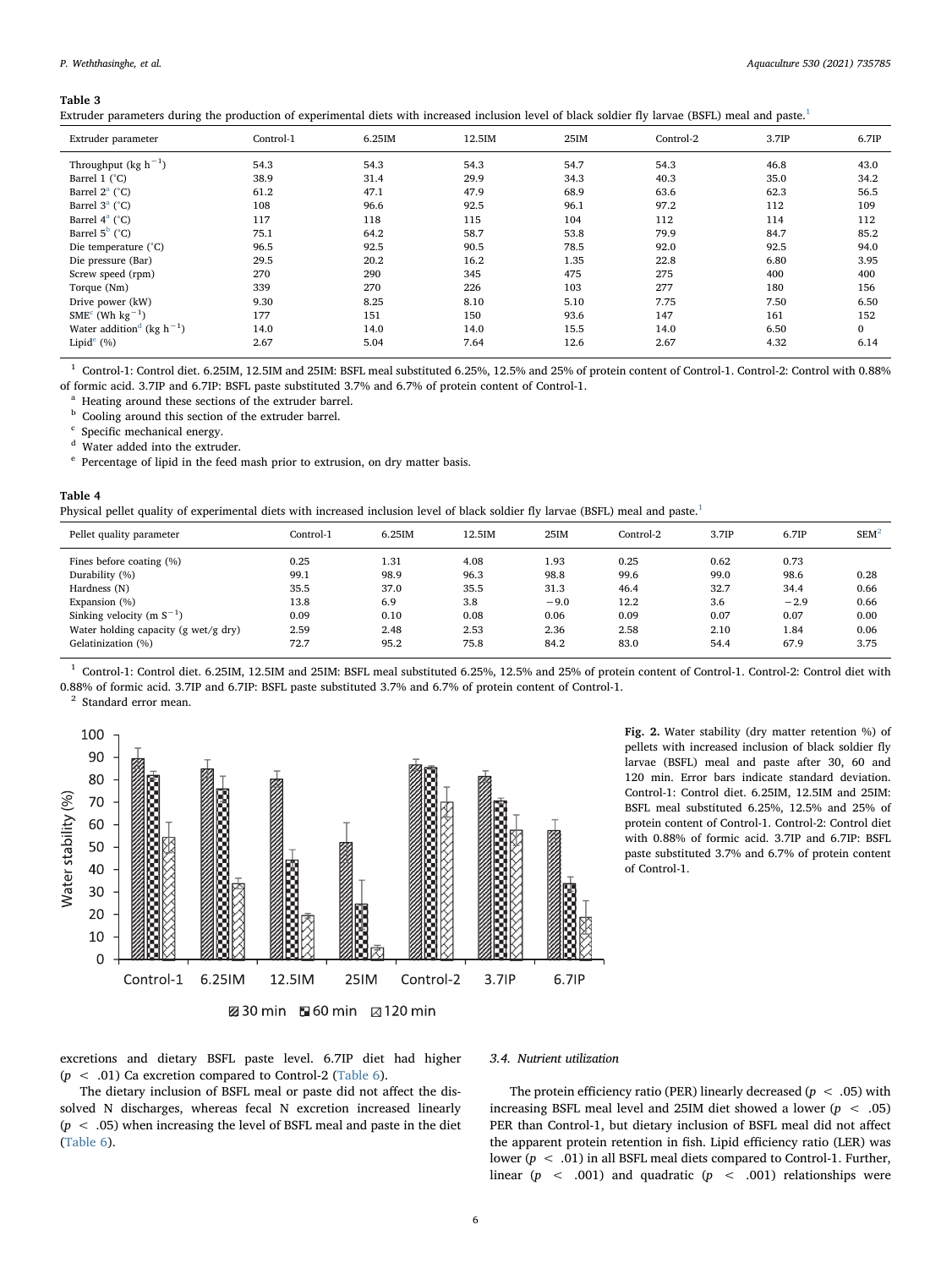**Table 3**
Extruder parameters during the production of experimental diets with increased inclusion level of black soldier fly larvae (BSFL) meal and paste.[1]

| Extruder parameter | Control-1 | 6.25IM | 12.5IM | 25IM | Control-2 | 3.7IP | 6.7IP |
|---|---|---|---|---|---|---|---|
| Throughput (kg $h^{-1}$) | 54.3 | 54.3 | 54.3 | 54.7 | 54.3 | 46.8 | 43.0 |
| Barrel 1 (°C) | 38.9 | 31.4 | 29.9 | 34.3 | 40.3 | 35.0 | 34.2 |
| Barrel 2[a] (°C) | 61.2 | 47.1 | 47.9 | 68.9 | 63.6 | 62.3 | 56.5 |
| Barrel 3[a] (°C) | 108 | 96.6 | 92.5 | 96.1 | 97.2 | 112 | 109 |
| Barrel 4[a] (°C) | 117 | 118 | 115 | 104 | 112 | 114 | 112 |
| Barrel 5[b] (°C) | 75.1 | 64.2 | 58.7 | 53.8 | 79.9 | 84.7 | 85.2 |
| Die temperature (°C) | 96.5 | 92.5 | 90.5 | 78.5 | 92.0 | 92.5 | 94.0 |
| Die pressure (Bar) | 29.5 | 20.2 | 16.2 | 1.35 | 22.8 | 6.80 | 3.95 |
| Screw speed (rpm) | 270 | 290 | 345 | 475 | 275 | 400 | 400 |
| Torque (Nm) | 339 | 270 | 226 | 103 | 277 | 180 | 156 |
| Drive power (kW) | 9.30 | 8.25 | 8.10 | 5.10 | 7.75 | 7.50 | 6.50 |
| SME[c] (Wh $kg^{-1}$) | 177 | 151 | 150 | 93.6 | 147 | 161 | 152 |
| Water addition[d] (kg $h^{-1}$) | 14.0 | 14.0 | 14.0 | 15.5 | 14.0 | 6.50 | 0 |
| Lipid[e] (%) | 2.67 | 5.04 | 7.64 | 12.6 | 2.67 | 4.32 | 6.14 |

[1] Control-1: Control diet. 6.25IM, 12.5IM and 25IM: BSFL meal substituted 6.25%, 12.5% and 25% of protein content of Control-1. Control-2: Control with 0.88% of formic acid. 3.7IP and 6.7IP: BSFL paste substituted 3.7% and 6.7% of protein content of Control-1.
[a] Heating around these sections of the extruder barrel.
[b] Cooling around this section of the extruder barrel.
[c] Specific mechanical energy.
[d] Water added into the extruder.
[e] Percentage of lipid in the feed mash prior to extrusion, on dry matter basis.

**Table 4**
Physical pellet quality of experimental diets with increased inclusion level of black soldier fly larvae (BSFL) meal and paste.[1]

| Pellet quality parameter | Control-1 | 6.25IM | 12.5IM | 25IM | Control-2 | 3.7IP | 6.7IP | SEM[2] |
|---|---|---|---|---|---|---|---|---|
| Fines before coating (%) | 0.25 | 1.31 | 4.08 | 1.93 | 0.25 | 0.62 | 0.73 | |
| Durability (%) | 99.1 | 98.9 | 96.3 | 98.8 | 99.6 | 99.0 | 98.6 | 0.28 |
| Hardness (N) | 35.5 | 37.0 | 35.5 | 31.3 | 46.4 | 32.7 | 34.4 | 0.66 |
| Expansion (%) | 13.8 | 6.9 | 3.8 | −9.0 | 12.2 | 3.6 | −2.9 | 0.66 |
| Sinking velocity (m $S^{-1}$) | 0.09 | 0.10 | 0.08 | 0.06 | 0.09 | 0.07 | 0.07 | 0.00 |
| Water holding capacity (g wet/g dry) | 2.59 | 2.48 | 2.53 | 2.36 | 2.58 | 2.10 | 1.84 | 0.06 |
| Gelatinization (%) | 72.7 | 95.2 | 75.8 | 84.2 | 83.0 | 54.4 | 67.9 | 3.75 |

[1] Control-1: Control diet. 6.25IM, 12.5IM and 25IM: BSFL meal substituted 6.25%, 12.5% and 25% of protein content of Control-1. Control-2: Control diet with 0.88% of formic acid. 3.7IP and 6.7IP: BSFL paste substituted 3.7% and 6.7% of protein content of Control-1.
[2] Standard error mean.

**Fig. 2.** Water stability (dry matter retention %) of pellets with increased inclusion of black soldier fly larvae (BSFL) meal and paste after 30, 60 and 120 min. Error bars indicate standard deviation. Control-1: Control diet. 6.25IM, 12.5IM and 25IM: BSFL meal substituted 6.25%, 12.5% and 25% of protein content of Control-1. Control-2: Control diet with 0.88% of formic acid. 3.7IP and 6.7IP: BSFL paste substituted 3.7% and 6.7% of protein content of Control-1.

excretions and dietary BSFL paste level. 6.7IP diet had higher ($p < .01$) Ca excretion compared to Control-2 (Table 6).

The dietary inclusion of BSFL meal or paste did not affect the dissolved N discharges, whereas fecal N excretion increased linearly ($p < .05$) when increasing the level of BSFL meal and paste in the diet (Table 6).

### 3.4. Nutrient utilization

The protein efficiency ratio (PER) linearly decreased ($p < .05$) with increasing BSFL meal level and 25IM diet showed a lower ($p < .05$) PER than Control-1, but dietary inclusion of BSFL meal did not affect the apparent protein retention in fish. Lipid efficiency ratio (LER) was lower ($p < .01$) in all BSFL meal diets compared to Control-1. Further, linear ($p < .001$) and quadratic ($p < .001$) relationships were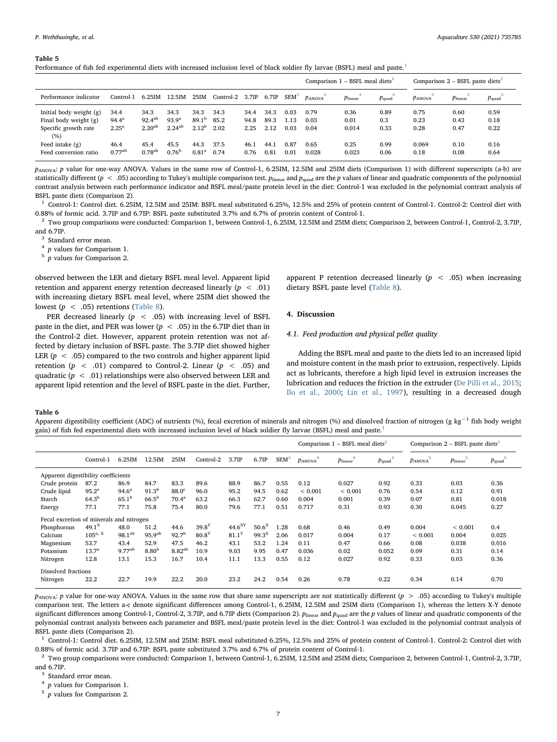**Table 5**
Performance of fish fed experimental diets with increased inclusion level of black soldier fly larvae (BSFL) meal and paste.[1]

| | | | | | | | | | Comparison 1 – BSFL meal diets[2] | | | Comparison 2 – BSFL paste diets[2] | | |
|---|---|---|---|---|---|---|---|---|---|---|---|---|---|---|
| Performance indicator | Control-1 | 6.25IM | 12.5IM | 25IM | Control-2 | 3.7IP | 6.7IP | SEM[3] | $p_{ANOVA}$[4] | $p_{linear}$[4] | $p_{quad}$[4] | $p_{ANOVA}$[5] | $p_{linear}$[5] | $p_{quad}$[5] |
| Initial body weight (g) | 34.4 | 34.3 | 34.3 | 34.3 | 34.3 | 34.4 | 34.3 | 0.03 | 0.79 | 0.36 | 0.89 | 0.75 | 0.60 | 0.59 |
| Final body weight (g) | 94.4$^{a}$ | 92.4$^{ab}$ | 93.9$^{a}$ | 89.1$^{b}$ | 85.2 | 94.8 | 89.3 | 1.13 | 0.03 | 0.01 | 0.3 | 0.23 | 0.43 | 0.18 |
| Specific growth rate (%) | 2.25$^{a}$ | 2.20$^{ab}$ | 2.24$^{ab}$ | 2.12$^{b}$ | 2.02 | 2.25 | 2.12 | 0.03 | 0.04 | 0.014 | 0.33 | 0.28 | 0.47 | 0.22 |
| Feed intake (g) | 46.4 | 45.4 | 45.5 | 44.3 | 37.5 | 46.1 | 44.1 | 0.87 | 0.65 | 0.25 | 0.99 | 0.069 | 0.10 | 0.16 |
| Feed conversion ratio | 0.77$^{ab}$ | 0.78$^{ab}$ | 0.76$^{b}$ | 0.81$^{a}$ | 0.74 | 0.76 | 0.81 | 0.01 | 0.028 | 0.023 | 0.06 | 0.18 | 0.08 | 0.64 |

$p_{ANOVA}$: p value for one-way ANOVA. Values in the same row of Control-1, 6.25IM, 12.5IM and 25IM diets (Comparison 1) with different superscripts (a-b) are statistically different ($p < .05$) according to Tukey's multiple comparison test. $p_{linear}$ and $p_{quad}$ are the p values of linear and quadratic components of the polynomial contrast analysis between each performance indicator and BSFL meal/paste protein level in the diet: Control-1 was excluded in the polynomial contrast analysis of BSFL paste diets (Comparison 2).

[1] Control-1: Control diet. 6.25IM, 12.5IM and 25IM: BSFL meal substituted 6.25%, 12.5% and 25% of protein content of Control-1. Control-2: Control diet with 0.88% of formic acid. 3.7IP and 6.7IP: BSFL paste substituted 3.7% and 6.7% of protein content of Control-1.

[2] Two group comparisons were conducted: Comparison 1, between Control-1, 6.25IM, 12.5IM and 25IM diets; Comparison 2, between Control-1, Control-2, 3.7IP, and 6.7IP.

[3] Standard error mean.

[4] p values for Comparison 1.

[5] p values for Comparison 2.

observed between the LER and dietary BSFL meal level. Apparent lipid retention and apparent energy retention decreased linearly ($p < .01$) with increasing dietary BSFL meal level, where 25IM diet showed the lowest ($p < .05$) retentions (Table 8).

PER decreased linearly ($p < .05$) with increasing level of BSFL paste in the diet, and PER was lower ($p < .05$) in the 6.7IP diet than in the Control-2 diet. However, apparent protein retention was not affected by dietary inclusion of BSFL paste. The 3.7IP diet showed higher LER ($p < .05$) compared to the two controls and higher apparent lipid retention ($p < .01$) compared to Control-2. Linear ($p < .05$) and quadratic ($p < .01$) relationships were also observed between LER and apparent lipid retention and the level of BSFL paste in the diet. Further, apparent P retention decreased linearly ($p < .05$) when increasing dietary BSFL paste level (Table 8).

## 4. Discussion

### 4.1. Feed production and physical pellet quality

Adding the BSFL meal and paste to the diets led to an increased lipid and moisture content in the mash prior to extrusion, respectively. Lipids act as lubricants, therefore a high lipid level in extrusion increases the lubrication and reduces the friction in the extruder (De Pilli et al., 2015; Ilo et al., 2000; Lin et al., 1997), resulting in a decreased dough

**Table 6**
Apparent digestibility coefficient (ADC) of nutrients (%), fecal excretion of minerals and nitrogen (%) and dissolved fraction of nitrogen (g $kg^{-1}$ fish body weight gain) of fish fed experimental diets with increased inclusion level of black soldier fly larvae (BSFL) meal and paste.[1]

| | | | | | | | | | Comparison 1 – BSFL meal diets[2] | | | Comparison 2 – BSFL paste diets[2] | | |
|---|---|---|---|---|---|---|---|---|---|---|---|---|---|---|
| | Control-1 | 6.25IM | 12.5IM | 25IM | Control-2 | 3.7IP | 6.7IP | SEM[3] | $p_{ANOVA}$[4] | $p_{linear}$[4] | $p_{quad}$[4] | $p_{ANOVA}$[5] | $p_{linear}$[5] | $p_{quad}$[5] |
| Apparent digestibility coefficients | | | | | | | | | | | | | | |
| Crude protein | 87.2 | 86.9 | 84.7 | 83.3 | 89.6 | 88.9 | 86.7 | 0.55 | 0.12 | 0.027 | 0.92 | 0.33 | 0.03 | 0.36 |
| Crude lipid | 95.2$^{a}$ | 94.6$^{a}$ | 91.3$^{b}$ | 88.0$^{c}$ | 96.0 | 95.2 | 94.5 | 0.62 | < 0.001 | < 0.001 | 0.76 | 0.54 | 0.12 | 0.91 |
| Starch | 64.3$^{b}$ | 65.1$^{b}$ | 66.5$^{b}$ | 70.4$^{a}$ | 63.2 | 66.3 | 62.7 | 0.60 | 0.004 | 0.001 | 0.39 | 0.07 | 0.81 | 0.018 |
| Energy | 77.1 | 77.1 | 75.8 | 75.4 | 80.0 | 79.6 | 77.1 | 0.51 | 0.717 | 0.31 | 0.93 | 0.30 | 0.045 | 0.27 |
| Fecal excretion of minerals and nitrogen | | | | | | | | | | | | | | |
| Phosphorous | 49.1$^{X}$ | 48.0 | 51.2 | 44.6 | 39.8$^{Y}$ | 44.6$^{XY}$ | 50.6$^{X}$ | 1.28 | 0.68 | 0.46 | 0.49 | 0.004 | < 0.001 | 0.4 |
| Calcium | 105$^{a,\,X}$ | 98.1$^{ab}$ | 95.9$^{ab}$ | 92.7$^{b}$ | 80.8$^{Y}$ | 81.1$^{Y}$ | 99.3$^{X}$ | 2.06 | 0.017 | 0.004 | 0.17 | < 0.001 | 0.004 | 0.025 |
| Magnesium | 53.7 | 43.4 | 52.9 | 47.5 | 46.2 | 43.1 | 53.2 | 1.24 | 0.11 | 0.47 | 0.66 | 0.08 | 0.038 | 0.016 |
| Potassium | 13.7$^{a}$ | 9.77$^{ab}$ | 8.80$^{b}$ | 8.82$^{ab}$ | 10.9 | 9.03 | 9.95 | 0.47 | 0.036 | 0.02 | 0.052 | 0.09 | 0.31 | 0.14 |
| Nitrogen | 12.8 | 13.1 | 15.3 | 16.7 | 10.4 | 11.1 | 13.3 | 0.55 | 0.12 | 0.027 | 0.92 | 0.33 | 0.03 | 0.36 |
| Dissolved fractions | | | | | | | | | | | | | | |
| Nitrogen | 22.2 | 22.7 | 19.9 | 22.2 | 20.0 | 23.2 | 24.2 | 0.54 | 0.26 | 0.78 | 0.22 | 0.34 | 0.14 | 0.70 |

$p_{ANOVA}$: p value for one-way ANOVA. Values in the same row that share same superscripts are not statistically different ($p > .05$) according to Tukey's multiple comparison test. The letters a-c denote significant differences among Control-1, 6.25IM, 12.5IM and 25IM diets (Comparison 1), whereas the letters X-Y denote significant differences among Control-1, Control-2, 3.7IP, and 6.7IP diets (Comparison 2). $p_{linear}$ and $p_{quad}$ are the p values of linear and quadratic components of the polynomial contrast analysis between each parameter and BSFL meal/paste protein level in the diet: Control-1 was excluded in the polynomial contrast analysis of BSFL paste diets (Comparison 2).

[1] Control-1: Control diet. 6.25IM, 12.5IM and 25IM: BSFL meal substituted 6.25%, 12.5% and 25% of protein content of Control-1. Control-2: Control diet with 0.88% of formic acid. 3.7IP and 6.7IP: BSFL paste substituted 3.7% and 6.7% of protein content of Control-1.

[2] Two group comparisons were conducted: Comparison 1, between Control-1, 6.25IM, 12.5IM and 25IM diets; Comparison 2, between Control-1, Control-2, 3.7IP, and 6.7IP.

[3] Standard error mean.

[4] p values for Comparison 1.

[5] p values for Comparison 2.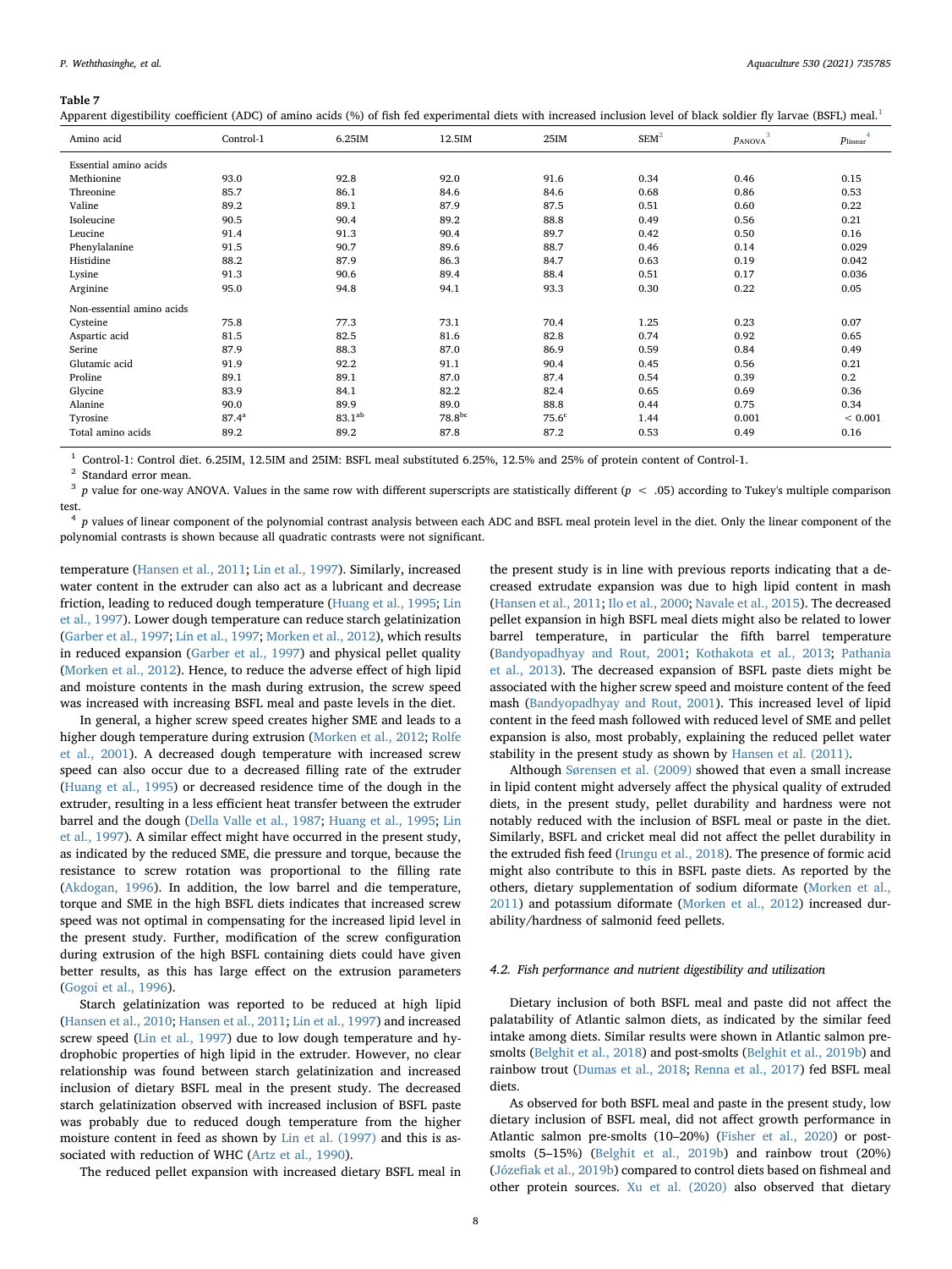**Table 7**

Apparent digestibility coefficient (ADC) of amino acids (%) of fish fed experimental diets with increased inclusion level of black soldier fly larvae (BSFL) meal.[1]

| Amino acid | Control-1 | 6.25IM | 12.5IM | 25IM | SEM[2] | $p_{ANOVA}$[3] | $p_{linear}$[4] |
|---|---|---|---|---|---|---|---|
| Essential amino acids | | | | | | | |
| Methionine | 93.0 | 92.8 | 92.0 | 91.6 | 0.34 | 0.46 | 0.15 |
| Threonine | 85.7 | 86.1 | 84.6 | 84.6 | 0.68 | 0.86 | 0.53 |
| Valine | 89.2 | 89.1 | 87.9 | 87.5 | 0.51 | 0.60 | 0.22 |
| Isoleucine | 90.5 | 90.4 | 89.2 | 88.8 | 0.49 | 0.56 | 0.21 |
| Leucine | 91.4 | 91.3 | 90.4 | 89.7 | 0.42 | 0.50 | 0.16 |
| Phenylalanine | 91.5 | 90.7 | 89.6 | 88.7 | 0.46 | 0.14 | 0.029 |
| Histidine | 88.2 | 87.9 | 86.3 | 84.7 | 0.63 | 0.19 | 0.042 |
| Lysine | 91.3 | 90.6 | 89.4 | 88.4 | 0.51 | 0.17 | 0.036 |
| Arginine | 95.0 | 94.8 | 94.1 | 93.3 | 0.30 | 0.22 | 0.05 |
| Non-essential amino acids | | | | | | | |
| Cysteine | 75.8 | 77.3 | 73.1 | 70.4 | 1.25 | 0.23 | 0.07 |
| Aspartic acid | 81.5 | 82.5 | 81.6 | 82.8 | 0.74 | 0.92 | 0.65 |
| Serine | 87.9 | 88.3 | 87.0 | 86.9 | 0.59 | 0.84 | 0.49 |
| Glutamic acid | 91.9 | 92.2 | 91.1 | 90.4 | 0.45 | 0.56 | 0.21 |
| Proline | 89.1 | 89.1 | 87.0 | 87.4 | 0.54 | 0.39 | 0.2 |
| Glycine | 83.9 | 84.1 | 82.2 | 82.4 | 0.65 | 0.69 | 0.36 |
| Alanine | 90.0 | 89.9 | 89.0 | 88.8 | 0.44 | 0.75 | 0.34 |
| Tyrosine | 87.4[a] | 83.1[ab] | 78.8[bc] | 75.6[c] | 1.44 | 0.001 | < 0.001 |
| Total amino acids | 89.2 | 89.2 | 87.8 | 87.2 | 0.53 | 0.49 | 0.16 |

[1] Control-1: Control diet. 6.25IM, 12.5IM and 25IM: BSFL meal substituted 6.25%, 12.5% and 25% of protein content of Control-1.

[2] Standard error mean.

[3] $p$ value for one-way ANOVA. Values in the same row with different superscripts are statistically different ($p < .05$) according to Tukey's multiple comparison test.

[4] $p$ values of linear component of the polynomial contrast analysis between each ADC and BSFL meal protein level in the diet. Only the linear component of the polynomial contrasts is shown because all quadratic contrasts were not significant.

temperature (Hansen et al., 2011; Lin et al., 1997). Similarly, increased water content in the extruder can also act as a lubricant and decrease friction, leading to reduced dough temperature (Huang et al., 1995; Lin et al., 1997). Lower dough temperature can reduce starch gelatinization (Garber et al., 1997; Lin et al., 1997; Morken et al., 2012), which results in reduced expansion (Garber et al., 1997) and physical pellet quality (Morken et al., 2012). Hence, to reduce the adverse effect of high lipid and moisture contents in the mash during extrusion, the screw speed was increased with increasing BSFL meal and paste levels in the diet.

In general, a higher screw speed creates higher SME and leads to a higher dough temperature during extrusion (Morken et al., 2012; Rolfe et al., 2001). A decreased dough temperature with increased screw speed can also occur due to a decreased filling rate of the extruder (Huang et al., 1995) or decreased residence time of the dough in the extruder, resulting in a less efficient heat transfer between the extruder barrel and the dough (Della Valle et al., 1987; Huang et al., 1995; Lin et al., 1997). A similar effect might have occurred in the present study, as indicated by the reduced SME, die pressure and torque, because the resistance to screw rotation was proportional to the filling rate (Akdogan, 1996). In addition, the low barrel and die temperature, torque and SME in the high BSFL diets indicates that increased screw speed was not optimal in compensating for the increased lipid level in the present study. Further, modification of the screw configuration during extrusion of the high BSFL containing diets could have given better results, as this has large effect on the extrusion parameters (Gogoi et al., 1996).

Starch gelatinization was reported to be reduced at high lipid (Hansen et al., 2010; Hansen et al., 2011; Lin et al., 1997) and increased screw speed (Lin et al., 1997) due to low dough temperature and hydrophobic properties of high lipid in the extruder. However, no clear relationship was found between starch gelatinization and increased inclusion of dietary BSFL meal in the present study. The decreased starch gelatinization observed with increased inclusion of BSFL paste was probably due to reduced dough temperature from the higher moisture content in feed as shown by Lin et al. (1997) and this is associated with reduction of WHC (Artz et al., 1990).

The reduced pellet expansion with increased dietary BSFL meal in the present study is in line with previous reports indicating that a decreased extrudate expansion was due to high lipid content in mash (Hansen et al., 2011; Ilo et al., 2000; Navale et al., 2015). The decreased pellet expansion in high BSFL meal diets might also be related to lower barrel temperature, in particular the fifth barrel temperature (Bandyopadhyay and Rout, 2001; Kothakota et al., 2013; Pathania et al., 2013). The decreased expansion of BSFL paste diets might be associated with the higher screw speed and moisture content of the feed mash (Bandyopadhyay and Rout, 2001). This increased level of lipid content in the feed mash followed with reduced level of SME and pellet expansion is also, most probably, explaining the reduced pellet water stability in the present study as shown by Hansen et al. (2011).

Although Sørensen et al. (2009) showed that even a small increase in lipid content might adversely affect the physical quality of extruded diets, in the present study, pellet durability and hardness were not notably reduced with the inclusion of BSFL meal or paste in the diet. Similarly, BSFL and cricket meal did not affect the pellet durability in the extruded fish feed (Irungu et al., 2018). The presence of formic acid might also contribute to this in BSFL paste diets. As reported by the others, dietary supplementation of sodium diformate (Morken et al., 2011) and potassium diformate (Morken et al., 2012) increased durability/hardness of salmonid feed pellets.

### 4.2. Fish performance and nutrient digestibility and utilization

Dietary inclusion of both BSFL meal and paste did not affect the palatability of Atlantic salmon diets, as indicated by the similar feed intake among diets. Similar results were shown in Atlantic salmon pre-smolts (Belghit et al., 2018) and post-smolts (Belghit et al., 2019b) and rainbow trout (Dumas et al., 2018; Renna et al., 2017) fed BSFL meal diets.

As observed for both BSFL meal and paste in the present study, low dietary inclusion of BSFL meal, did not affect growth performance in Atlantic salmon pre-smolts (10–20%) (Fisher et al., 2020) or post-smolts (5–15%) (Belghit et al., 2019b) and rainbow trout (20%) (Józefiak et al., 2019b) compared to control diets based on fishmeal and other protein sources. Xu et al. (2020) also observed that dietary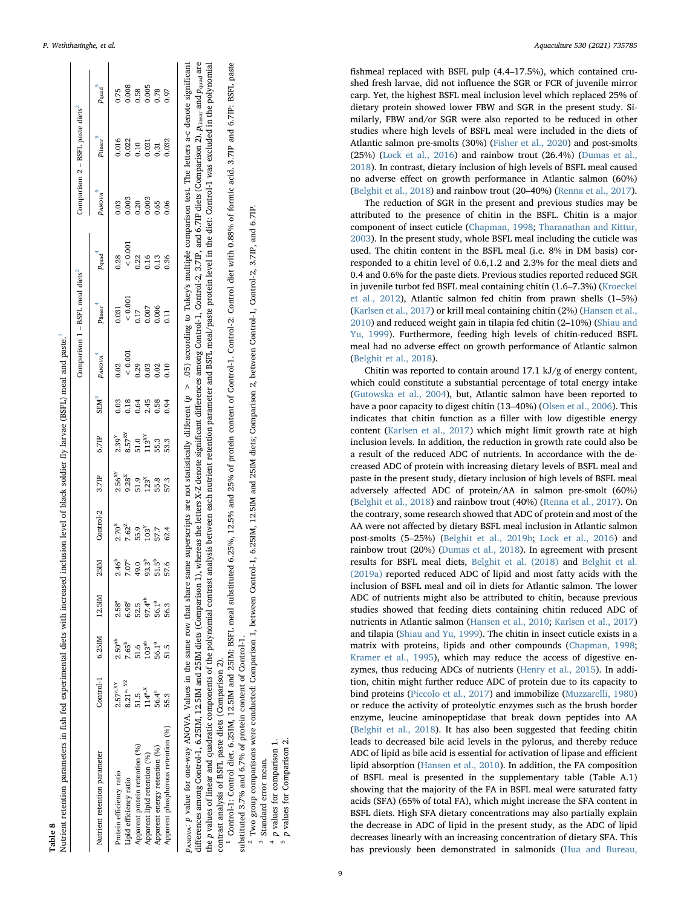**Table 8**
Nutrient retention parameters in fish fed experimental diets with increased inclusion level of black soldier fly larvae (BSFL) meal and paste.[1]

| Nutrient retention parameter | Control-1 | 6.25IM | 12.5IM | 25IM | Control-2 | 3.7IP | 6.7IP | SEM[3] | Comparison 1 – BSFL meal diets[2] | | | Comparison 2 – BSFL paste diets[2] | | |
|---|---|---|---|---|---|---|---|---|---|---|---|---|---|---|
| | | | | | | | | | $p_{ANOVA}$[4] | $p_{linear}$[4] | $p_{quad}$[4] | $p_{ANOVA}$[5] | $p_{linear}$[5] | $p_{quad}$[5] |
| Protein efficiency ratio | 2.57[a,XY] | 2.50[ab] | 2.58[a] | 2.46[b] | 2.70[X] | 2.56[XY] | 2.39[Y] | 0.03 | 0.02 | 0.031 | 0.28 | 0.03 | 0.016 | 0.75 |
| Lipid efficiency ratio | 8.21[a, YZ] | 7.65[b] | 6.98[c] | 7.07[c] | 7.62[Z] | 9.28[X] | 8.57[XY] | 0.18 | < 0.001 | < 0.001 | < 0.001 | 0.003 | 0.022 | 0.008 |
| Apparent protein retention (%) | 51.5 | 51.6 | 52.5 | 49.0 | 55.9 | 51.9 | 51.0 | 0.64 | 0.29 | 0.17 | 0.22 | 0.20 | 0.10 | 0.58 |
| Apparent lipid retention (%) | 114[a,X] | 103[ab] | 97.4[ab] | 93.3[b] | 103[Y] | 123[X] | 113[XY] | 2.45 | 0.03 | 0.007 | 0.16 | 0.003 | 0.031 | 0.005 |
| Apparent energy retention (%) | 56.4[a] | 56.1[a] | 56.1[a] | 51.5[b] | 57.7 | 55.8 | 55.3 | 0.58 | 0.02 | 0.006 | 0.13 | 0.65 | 0.31 | 0.78 |
| Apparent phosphorous retention (%) | 55.3 | 51.5 | 56.3 | 57.6 | 62.4 | 57.3 | 53.3 | 0.94 | 0.10 | 0.11 | 0.36 | 0.06 | 0.032 | 0.97 |

$p_{ANOVA}$: $p$ value for one-way ANOVA. Values in the same row that share same superscripts are not statistically different ($p > .05$) according to Tukey's multiple comparison test. The letters a-c denote significant differences among Control-1, 6.25IM, 12.5IM and 25IM diets (Comparison 1), whereas the letters X-Z denote significant differences among Control-1, Control-2, 3.7IP, and 6.7IP diets (Comparison 2). $p_{linear}$ and $p_{quad}$ are the $p$ values of linear and quadratic components of the polynomial contrast analysis between each nutrient retention parameter and BSFL meal/paste protein level in the diet: Control-1 was excluded in the polynomial contrast analysis of BSFL paste diets (Comparison 2).

[1] Control-1: Control diet. 6.25IM, 12.5IM and 25IM: BSFL meal substituted 6.25%, 12.5% and 25% of protein content of Control-1. Control-2: Control diet with 0.88% of formic acid. 3.7IP and 6.7IP: BSFL paste substituted 3.7% and 6.7% of protein content of Control-1.

[2] Two group comparisons were conducted: Comparison 1, between Control-1, 6.25IM, 12.5IM and 25IM diets; Comparison 2, between Control-1, Control-2, 3.7IP, and 6.7IP.

[3] Standard error mean.

[4] $p$ values for comparison 1.

[5] $p$ values for Comparison 2.

fishmeal replaced with BSFL pulp (4.4–17.5%), which contained crushed fresh larvae, did not influence the SGR or FCR of juvenile mirror carp. Yet, the highest BSFL meal inclusion level which replaced 25% of dietary protein showed lower FBW and SGR in the present study. Similarly, FBW and/or SGR were also reported to be reduced in other studies where high levels of BSFL meal were included in the diets of Atlantic salmon pre-smolts (30%) (Fisher et al., 2020) and post-smolts (25%) (Lock et al., 2016) and rainbow trout (26.4%) (Dumas et al., 2018). In contrast, dietary inclusion of high levels of BSFL meal caused no adverse effect on growth performance in Atlantic salmon (60%) (Belghit et al., 2018) and rainbow trout (20–40%) (Renna et al., 2017).

The reduction of SGR in the present and previous studies may be attributed to the presence of chitin in the BSFL. Chitin is a major component of insect cuticle (Chapman, 1998; Tharanathan and Kittur, 2003). In the present study, whole BSFL meal including the cuticle was used. The chitin content in the BSFL meal (i.e. 8% in DM basis) corresponded to a chitin level of 0.6,1.2 and 2.3% for the meal diets and 0.4 and 0.6% for the paste diets. Previous studies reported reduced SGR in juvenile turbot fed BSFL meal containing chitin (1.6–7.3%) (Kroeckel et al., 2012), Atlantic salmon fed chitin from prawn shells (1–5%) (Karlsen et al., 2017) or krill meal containing chitin (2%) (Hansen et al., 2010) and reduced weight gain in tilapia fed chitin (2–10%) (Shiau and Yu, 1999). Furthermore, feeding high levels of chitin-reduced BSFL meal had no adverse effect on growth performance of Atlantic salmon (Belghit et al., 2018).

Chitin was reported to contain around 17.1 kJ/g of energy content, which could constitute a substantial percentage of total energy intake (Gutowska et al., 2004), but, Atlantic salmon have been reported to have a poor capacity to digest chitin (13–40%) (Olsen et al., 2006). This indicates that chitin function as a filler with low digestible energy content (Karlsen et al., 2017) which might limit growth rate at high inclusion levels. In addition, the reduction in growth rate could also be a result of the reduced ADC of nutrients. In accordance with the decreased ADC of protein with increasing dietary levels of BSFL meal and paste in the present study, dietary inclusion of high levels of BSFL meal adversely affected ADC of protein/AA in salmon pre-smolt (60%) (Belghit et al., 2018) and rainbow trout (40%) (Renna et al., 2017). On the contrary, some research showed that ADC of protein and most of the AA were not affected by dietary BSFL meal inclusion in Atlantic salmon post-smolts (5–25%) (Belghit et al., 2019b; Lock et al., 2016) and rainbow trout (20%) (Dumas et al., 2018). In agreement with present results for BSFL meal diets, Belghit et al. (2018) and Belghit et al. (2019a) reported reduced ADC of lipid and most fatty acids with the inclusion of BSFL meal and oil in diets for Atlantic salmon. The lower ADC of nutrients might also be attributed to chitin, because previous studies showed that feeding diets containing chitin reduced ADC of nutrients in Atlantic salmon (Hansen et al., 2010; Karlsen et al., 2017) and tilapia (Shiau and Yu, 1999). The chitin in insect cuticle exists in a matrix with proteins, lipids and other compounds (Chapman, 1998; Kramer et al., 1995), which may reduce the access of digestive enzymes, thus reducing ADCs of nutrients (Henry et al., 2015). In addition, chitin might further reduce ADC of protein due to its capacity to bind proteins (Piccolo et al., 2017) and immobilize (Muzzarelli, 1980) or reduce the activity of proteolytic enzymes such as the brush border enzyme, leucine aminopeptidase that break down peptides into AA (Belghit et al., 2018). It has also been suggested that feeding chitin leads to decreased bile acid levels in the pylorus, and thereby reduce ADC of lipid as bile acid is essential for activation of lipase and efficient lipid absorption (Hansen et al., 2010). In addition, the FA composition of BSFL meal is presented in the supplementary table (Table A.1) showing that the majority of the FA in BSFL meal were saturated fatty acids (SFA) (65% of total FA), which might increase the SFA content in BSFL diets. High SFA dietary concentrations may also partially explain the decrease in ADC of lipid in the present study, as the ADC of lipid decreases linearly with an increasing concentration of dietary SFA. This has previously been demonstrated in salmonids (Hua and Bureau,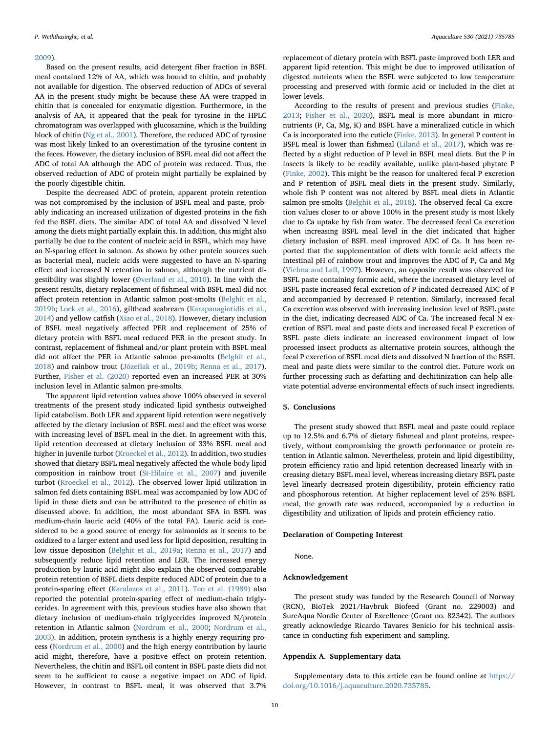2009).

Based on the present results, acid detergent fiber fraction in BSFL meal contained 12% of AA, which was bound to chitin, and probably not available for digestion. The observed reduction of ADCs of several AA in the present study might be because these AA were trapped in chitin that is concealed for enzymatic digestion. Furthermore, in the analysis of AA, it appeared that the peak for tyrosine in the HPLC chromatogram was overlapped with glucosamine, which is the building block of chitin (Ng et al., 2001). Therefore, the reduced ADC of tyrosine was most likely linked to an overestimation of the tyrosine content in the feces. However, the dietary inclusion of BSFL meal did not affect the ADC of total AA although the ADC of protein was reduced. Thus, the observed reduction of ADC of protein might partially be explained by the poorly digestible chitin.

Despite the decreased ADC of protein, apparent protein retention was not compromised by the inclusion of BSFL meal and paste, probably indicating an increased utilization of digested proteins in the fish fed the BSFL diets. The similar ADC of total AA and dissolved N level among the diets might partially explain this. In addition, this might also partially be due to the content of nucleic acid in BSFL, which may have an N-sparing effect in salmon. As shown by other protein sources such as bacterial meal, nucleic acids were suggested to have an N-sparing effect and increased N retention in salmon, although the nutrient digestibility was slightly lower (Øverland et al., 2010). In line with the present results, dietary replacement of fishmeal with BSFL meal did not affect protein retention in Atlantic salmon post-smolts (Belghit et al., 2019b; Lock et al., 2016), gilthead seabream (Karapanagiotidis et al., 2014) and yellow catfish (Xiao et al., 2018). However, dietary inclusion of BSFL meal negatively affected PER and replacement of 25% of dietary protein with BSFL meal reduced PER in the present study. In contrast, replacement of fishmeal and/or plant protein with BSFL meal did not affect the PER in Atlantic salmon pre-smolts (Belghit et al., 2018) and rainbow trout (Józefiak et al., 2019b; Renna et al., 2017). Further, Fisher et al. (2020) reported even an increased PER at 30% inclusion level in Atlantic salmon pre-smolts.

The apparent lipid retention values above 100% observed in several treatments of the present study indicated lipid synthesis outweighed lipid catabolism. Both LER and apparent lipid retention were negatively affected by the dietary inclusion of BSFL meal and the effect was worse with increasing level of BSFL meal in the diet. In agreement with this, lipid retention decreased at dietary inclusion of 33% BSFL meal and higher in juvenile turbot (Kroeckel et al., 2012). In addition, two studies showed that dietary BSFL meal negatively affected the whole-body lipid composition in rainbow trout (St-Hilaire et al., 2007) and juvenile turbot (Kroeckel et al., 2012). The observed lower lipid utilization in salmon fed diets containing BSFL meal was accompanied by low ADC of lipid in these diets and can be attributed to the presence of chitin as discussed above. In addition, the most abundant SFA in BSFL was medium-chain lauric acid (40% of the total FA). Lauric acid is considered to be a good source of energy for salmonids as it seems to be oxidized to a larger extent and used less for lipid deposition, resulting in low tissue deposition (Belghit et al., 2019a; Renna et al., 2017) and subsequently reduce lipid retention and LER. The increased energy production by lauric acid might also explain the observed comparable protein retention of BSFL diets despite reduced ADC of protein due to a protein-sparing effect (Karalazos et al., 2011). Teo et al. (1989) also reported the potential protein-sparing effect of medium-chain triglycerides. In agreement with this, previous studies have also shown that dietary inclusion of medium-chain triglycerides improved N/protein retention in Atlantic salmon (Nordrum et al., 2000; Nordrum et al., 2003). In addition, protein synthesis is a highly energy requiring process (Nordrum et al., 2000) and the high energy contribution by lauric acid might, therefore, have a positive effect on protein retention. Nevertheless, the chitin and BSFL oil content in BSFL paste diets did not seem to be sufficient to cause a negative impact on ADC of lipid. However, in contrast to BSFL meal, it was observed that 3.7% replacement of dietary protein with BSFL paste improved both LER and apparent lipid retention. This might be due to improved utilization of digested nutrients when the BSFL were subjected to low temperature processing and preserved with formic acid or included in the diet at lower levels.

According to the results of present and previous studies (Finke, 2013; Fisher et al., 2020), BSFL meal is more abundant in micronutrients (P, Ca, Mg, K) and BSFL have a mineralized cuticle in which Ca is incorporated into the cuticle (Finke, 2013). In general P content in BSFL meal is lower than fishmeal (Liland et al., 2017), which was reflected by a slight reduction of P level in BSFL meal diets. But the P in insects is likely to be readily available, unlike plant-based phytate P (Finke, 2002). This might be the reason for unaltered fecal P excretion and P retention of BSFL meal diets in the present study. Similarly, whole fish P content was not altered by BSFL meal diets in Atlantic salmon pre-smolts (Belghit et al., 2018). The observed fecal Ca excretion values closer to or above 100% in the present study is most likely due to Ca uptake by fish from water. The decreased fecal Ca excretion when increasing BSFL meal level in the diet indicated that higher dietary inclusion of BSFL meal improved ADC of Ca. It has been reported that the supplementation of diets with formic acid affects the intestinal pH of rainbow trout and improves the ADC of P, Ca and Mg (Vielma and Lall, 1997). However, an opposite result was observed for BSFL paste containing formic acid, where the increased dietary level of BSFL paste increased fecal excretion of P indicated decreased ADC of P and accompanied by decreased P retention. Similarly, increased fecal Ca excretion was observed with increasing inclusion level of BSFL paste in the diet, indicating decreased ADC of Ca. The increased fecal N excretion of BSFL meal and paste diets and increased fecal P excretion of BSFL paste diets indicate an increased environment impact of low processed insect products as alternative protein sources, although the fecal P excretion of BSFL meal diets and dissolved N fraction of the BSFL meal and paste diets were similar to the control diet. Future work on further processing such as defatting and dechitinization can help alleviate potential adverse environmental effects of such insect ingredients.

## 5. Conclusions

The present study showed that BSFL meal and paste could replace up to 12.5% and 6.7% of dietary fishmeal and plant proteins, respectively, without compromising the growth performance or protein retention in Atlantic salmon. Nevertheless, protein and lipid digestibility, protein efficiency ratio and lipid retention decreased linearly with increasing dietary BSFL meal level, whereas increasing dietary BSFL paste level linearly decreased protein digestibility, protein efficiency ratio and phosphorous retention. At higher replacement level of 25% BSFL meal, the growth rate was reduced, accompanied by a reduction in digestibility and utilization of lipids and protein efficiency ratio.

## Declaration of Competing Interest

None.

## Acknowledgement

The present study was funded by the Research Council of Norway (RCN), BioTek 2021/Havbruk Biofeed (Grant no. 229003) and SureAqua Nordic Center of Excellence (Grant no. 82342). The authors greatly acknowledge Ricardo Tavares Benicio for his technical assistance in conducting fish experiment and sampling.

## Appendix A. Supplementary data

Supplementary data to this article can be found online at https://doi.org/10.1016/j.aquaculture.2020.735785.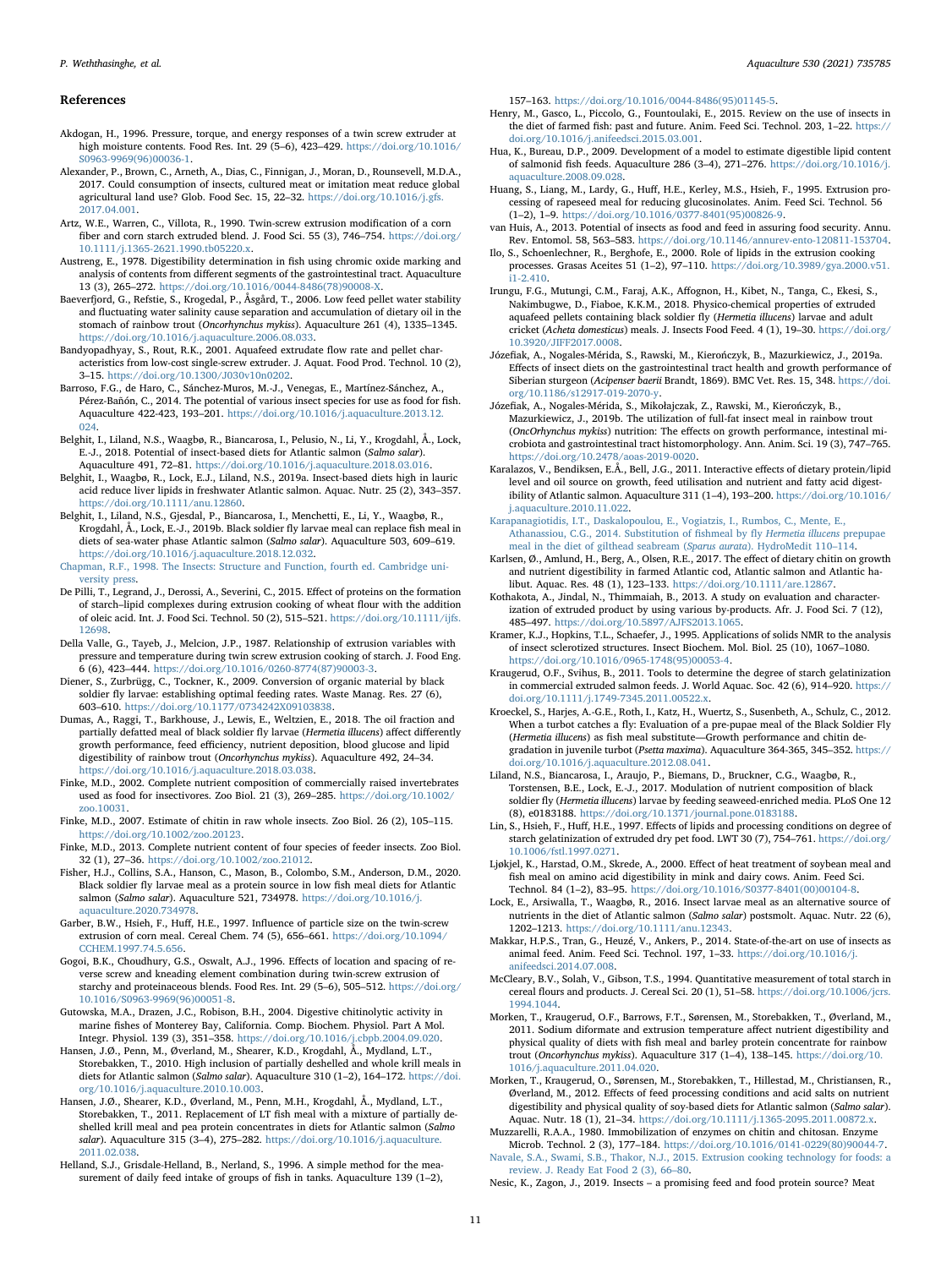## References

Akdogan, H., 1996. Pressure, torque, and energy responses of a twin screw extruder at high moisture contents. Food Res. Int. 29 (5–6), 423–429. https://doi.org/10.1016/S0963-9969(96)00036-1.

Alexander, P., Brown, C., Arneth, A., Dias, C., Finnigan, J., Moran, D., Rounsevell, M.D.A., 2017. Could consumption of insects, cultured meat or imitation meat reduce global agricultural land use? Glob. Food Sec. 15, 22–32. https://doi.org/10.1016/j.gfs.2017.04.001.

Artz, W.E., Warren, C., Villota, R., 1990. Twin-screw extrusion modification of a corn fiber and corn starch extruded blend. J. Food Sci. 55 (3), 746–754. https://doi.org/10.1111/j.1365-2621.1990.tb05220.x.

Austreng, E., 1978. Digestibility determination in fish using chromic oxide marking and analysis of contents from different segments of the gastrointestinal tract. Aquaculture 13 (3), 265–272. https://doi.org/10.1016/0044-8486(78)90008-X.

Baeverfjord, G., Refstie, S., Krogedal, P., Åsgård, T., 2006. Low feed pellet water stability and fluctuating water salinity cause separation and accumulation of dietary oil in the stomach of rainbow trout (*Oncorhynchus mykiss*). Aquaculture 261 (4), 1335–1345. https://doi.org/10.1016/j.aquaculture.2006.08.033.

Bandyopadhyay, S., Rout, R.K., 2001. Aquafeed extrudate flow rate and pellet characteristics from low-cost single-screw extruder. J. Aquat. Food Prod. Technol. 10 (2), 3–15. https://doi.org/10.1300/J030v10n0202.

Barroso, F.G., de Haro, C., Sánchez-Muros, M.-J., Venegas, E., Martínez-Sánchez, A., Pérez-Bañón, C., 2014. The potential of various insect species for use as food for fish. Aquaculture 422-423, 193–201. https://doi.org/10.1016/j.aquaculture.2013.12.024.

Belghit, I., Liland, N.S., Waagbø, R., Biancarosa, I., Pelusio, N., Li, Y., Krogdahl, Å., Lock, E.-J., 2018. Potential of insect-based diets for Atlantic salmon (*Salmo salar*). Aquaculture 491, 72–81. https://doi.org/10.1016/j.aquaculture.2018.03.016.

Belghit, I., Waagbø, R., Lock, E.J., Liland, N.S., 2019a. Insect-based diets high in lauric acid reduce liver lipids in freshwater Atlantic salmon. Aquac. Nutr. 25 (2), 343–357. https://doi.org/10.1111/anu.12860.

Belghit, I., Liland, N.S., Gjesdal, P., Biancarosa, I., Menchetti, E., Li, Y., Waagbø, R., Krogdahl, Å., Lock, E.-J., 2019b. Black soldier fly larvae meal can replace fish meal in diets of sea-water phase Atlantic salmon (*Salmo salar*). Aquaculture 503, 609–619. https://doi.org/10.1016/j.aquaculture.2018.12.032.

Chapman, R.F., 1998. The Insects: Structure and Function, fourth ed. Cambridge university press.

De Pilli, T., Legrand, J., Derossi, A., Severini, C., 2015. Effect of proteins on the formation of starch–lipid complexes during extrusion cooking of wheat flour with the addition of oleic acid. Int. J. Food Sci. Technol. 50 (2), 515–521. https://doi.org/10.1111/ijfs.12698.

Della Valle, G., Tayeb, J., Melcion, J.P., 1987. Relationship of extrusion variables with pressure and temperature during twin screw extrusion cooking of starch. J. Food Eng. 6 (6), 423–444. https://doi.org/10.1016/0260-8774(87)90003-3.

Diener, S., Zurbrügg, C., Tockner, K., 2009. Conversion of organic material by black soldier fly larvae: establishing optimal feeding rates. Waste Manag. Res. 27 (6), 603–610. https://doi.org/10.1177/0734242X09103838.

Dumas, A., Raggi, T., Barkhouse, J., Lewis, E., Weltzien, E., 2018. The oil fraction and partially defatted meal of black soldier fly larvae (*Hermetia illucens*) affect differently growth performance, feed efficiency, nutrient deposition, blood glucose and lipid digestibility of rainbow trout (*Oncorhynchus mykiss*). Aquaculture 492, 24–34. https://doi.org/10.1016/j.aquaculture.2018.03.038.

Finke, M.D., 2002. Complete nutrient composition of commercially raised invertebrates used as food for insectivores. Zoo Biol. 21 (3), 269–285. https://doi.org/10.1002/zoo.10031.

Finke, M.D., 2007. Estimate of chitin in raw whole insects. Zoo Biol. 26 (2), 105–115. https://doi.org/10.1002/zoo.20123.

Finke, M.D., 2013. Complete nutrient content of four species of feeder insects. Zoo Biol. 32 (1), 27–36. https://doi.org/10.1002/zoo.21012.

Fisher, H.J., Collins, S.A., Hanson, C., Mason, B., Colombo, S.M., Anderson, D.M., 2020. Black soldier fly larvae meal as a protein source in low fish meal diets for Atlantic salmon (*Salmo salar*). Aquaculture 521, 734978. https://doi.org/10.1016/j.aquaculture.2020.734978.

Garber, B.W., Hsieh, F., Huff, H.E., 1997. Influence of particle size on the twin-screw extrusion of corn meal. Cereal Chem. 74 (5), 656–661. https://doi.org/10.1094/CCHEM.1997.74.5.656.

Gogoi, B.K., Choudhury, G.S., Oswalt, A.J., 1996. Effects of location and spacing of reverse screw and kneading element combination during twin-screw extrusion of starchy and proteinaceous blends. Food Res. Int. 29 (5–6), 505–512. https://doi.org/10.1016/S0963-9969(96)00051-8.

Gutowska, M.A., Drazen, J.C., Robison, B.H., 2004. Digestive chitinolytic activity in marine fishes of Monterey Bay, California. Comp. Biochem. Physiol. Part A Mol. Integr. Physiol. 139 (3), 351–358. https://doi.org/10.1016/j.cbpb.2004.09.020.

Hansen, J.Ø., Penn, M., Øverland, M., Shearer, K.D., Krogdahl, Å., Mydland, L.T., Storebakken, T., 2010. High inclusion of partially deshelled and whole krill meals in diets for Atlantic salmon (*Salmo salar*). Aquaculture 310 (1–2), 164–172. https://doi.org/10.1016/j.aquaculture.2010.10.003.

Hansen, J.Ø., Shearer, K.D., Øverland, M., Penn, M.H., Krogdahl, Å., Mydland, L.T., Storebakken, T., 2011. Replacement of LT fish meal with a mixture of partially deshelled krill meal and pea protein concentrates in diets for Atlantic salmon (*Salmo salar*). Aquaculture 315 (3–4), 275–282. https://doi.org/10.1016/j.aquaculture.2011.02.038.

Helland, S.J., Grisdale-Helland, B., Nerland, S., 1996. A simple method for the measurement of daily feed intake of groups of fish in tanks. Aquaculture 139 (1–2), 157–163. https://doi.org/10.1016/0044-8486(95)01145-5.

Henry, M., Gasco, L., Piccolo, G., Fountoulaki, E., 2015. Review on the use of insects in the diet of farmed fish: past and future. Anim. Feed Sci. Technol. 203, 1–22. https://doi.org/10.1016/j.anifeedsci.2015.03.001.

Hua, K., Bureau, D.P., 2009. Development of a model to estimate digestible lipid content of salmonid fish feeds. Aquaculture 286 (3–4), 271–276. https://doi.org/10.1016/j.aquaculture.2008.09.028.

Huang, S., Liang, M., Lardy, G., Huff, H.E., Kerley, M.S., Hsieh, F., 1995. Extrusion processing of rapeseed meal for reducing glucosinolates. Anim. Feed Sci. Technol. 56 (1–2), 1–9. https://doi.org/10.1016/0377-8401(95)00826-9.

van Huis, A., 2013. Potential of insects as food and feed in assuring food security. Annu. Rev. Entomol. 58, 563–583. https://doi.org/10.1146/annurev-ento-120811-153704.

Ilo, S., Schoenlechner, R., Berghofe, E., 2000. Role of lipids in the extrusion cooking processes. Grasas Aceites 51 (1–2), 97–110. https://doi.org/10.3989/gya.2000.v51.i1-2.410.

Irungu, F.G., Mutungi, C.M., Faraj, A.K., Affognon, H., Kibet, N., Tanga, C., Ekesi, S., Nakimbugwe, D., Fiaboe, K.K.M., 2018. Physico-chemical properties of extruded aquafeed pellets containing black soldier fly (*Hermetia illucens*) larvae and adult cricket (*Acheta domesticus*) meals. J. Insects Food Feed. 4 (1), 19–30. https://doi.org/10.3920/JIFF2017.0008.

Józefiak, A., Nogales-Mérida, S., Rawski, M., Kierończyk, B., Mazurkiewicz, J., 2019a. Effects of insect diets on the gastrointestinal tract health and growth performance of Siberian sturgeon (*Acipenser baerii* Brandt, 1869). BMC Vet. Res. 15, 348. https://doi.org/10.1186/s12917-019-2070-y.

Józefiak, A., Nogales-Mérida, S., Mikołajczak, Z., Rawski, M., Kierończyk, B., Mazurkiewicz, J., 2019b. The utilization of full-fat insect meal in rainbow trout (*OncOrhynchus mykiss*) nutrition: The effects on growth performance, intestinal microbiota and gastrointestinal tract histomorphology. Ann. Anim. Sci. 19 (3), 747–765. https://doi.org/10.2478/aoas-2019-0020.

Karalazos, V., Bendiksen, E.Å., Bell, J.G., 2011. Interactive effects of dietary protein/lipid level and oil source on growth, feed utilisation and nutrient and fatty acid digestibility of Atlantic salmon. Aquaculture 311 (1–4), 193–200. https://doi.org/10.1016/j.aquaculture.2010.11.022.

Karapanagiotidis, I.T., Daskalopoulou, E., Vogiatzis, I., Rumbos, C., Mente, E., Athanassiou, C.G., 2014. Substitution of fishmeal by fly *Hermetia illucens* prepupae meal in the diet of gilthead seabream (*Sparus aurata*). HydroMedit 110–114.

Karlsen, Ø., Amlund, H., Berg, A., Olsen, R.E., 2017. The effect of dietary chitin on growth and nutrient digestibility in farmed Atlantic cod, Atlantic salmon and Atlantic halibut. Aquac. Res. 48 (1), 123–133. https://doi.org/10.1111/are.12867.

Kothakota, A., Jindal, N., Thimmaiah, B., 2013. A study on evaluation and characterization of extruded product by using various by-products. Afr. J. Food Sci. 7 (12), 485–497. https://doi.org/10.5897/AJFS2013.1065.

Kramer, K.J., Hopkins, T.L., Schaefer, J., 1995. Applications of solids NMR to the analysis of insect sclerotized structures. Insect Biochem. Mol. Biol. 25 (10), 1067–1080. https://doi.org/10.1016/0965-1748(95)00053-4.

Kraugerud, O.F., Svihus, B., 2011. Tools to determine the degree of starch gelatinization in commercial extruded salmon feeds. J. World Aquac. Soc. 42 (6), 914–920. https://doi.org/10.1111/j.1749-7345.2011.00522.x.

Kroeckel, S., Harjes, A.-G.E., Roth, I., Katz, H., Wuertz, S., Susenbeth, A., Schulz, C., 2012. When a turbot catches a fly: Evaluation of a pre-pupae meal of the Black Soldier Fly (*Hermetia illucens*) as fish meal substitute—Growth performance and chitin degradation in juvenile turbot (*Psetta maxima*). Aquaculture 364-365, 345–352. https://doi.org/10.1016/j.aquaculture.2012.08.041.

Liland, N.S., Biancarosa, I., Araujo, P., Biemans, D., Bruckner, C.G., Waagbø, R., Torstensen, B.E., Lock, E.-J., 2017. Modulation of nutrient composition of black soldier fly (*Hermetia illucens*) larvae by feeding seaweed-enriched media. PLoS One 12 (8), e0183188. https://doi.org/10.1371/journal.pone.0183188.

Lin, S., Hsieh, F., Huff, H.E., 1997. Effects of lipids and processing conditions on degree of starch gelatinization of extruded dry pet food. LWT 30 (7), 754–761. https://doi.org/10.1006/fstl.1997.0271.

Ljøkjel, K., Harstad, O.M., Skrede, A., 2000. Effect of heat treatment of soybean meal and fish meal on amino acid digestibility in mink and dairy cows. Anim. Feed Sci. Technol. 84 (1–2), 83–95. https://doi.org/10.1016/S0377-8401(00)00104-8.

Lock, E., Arsiwalla, T., Waagbø, R., 2016. Insect larvae meal as an alternative source of nutrients in the diet of Atlantic salmon (*Salmo salar*) postsmolt. Aquac. Nutr. 22 (6), 1202–1213. https://doi.org/10.1111/anu.12343.

Makkar, H.P.S., Tran, G., Heuzé, V., Ankers, P., 2014. State-of-the-art on use of insects as animal feed. Anim. Feed Sci. Technol. 197, 1–33. https://doi.org/10.1016/j.anifeedsci.2014.07.008.

McCleary, B.V., Solah, V., Gibson, T.S., 1994. Quantitative measurement of total starch in cereal flours and products. J. Cereal Sci. 20 (1), 51–58. https://doi.org/10.1006/jcrs.1994.1044.

Morken, T., Kraugerud, O.F., Barrows, F.T., Sørensen, M., Storebakken, T., Øverland, M., 2011. Sodium diformate and extrusion temperature affect nutrient digestibility and physical quality of diets with fish meal and barley protein concentrate for rainbow trout (*Oncorhynchus mykiss*). Aquaculture 317 (1–4), 138–145. https://doi.org/10.1016/j.aquaculture.2011.04.020.

Morken, T., Kraugerud, O., Sørensen, M., Storebakken, T., Hillestad, M., Christiansen, R., Øverland, M., 2012. Effects of feed processing conditions and acid salts on nutrient digestibility and physical quality of soy-based diets for Atlantic salmon (*Salmo salar*). Aquac. Nutr. 18 (1), 21–34. https://doi.org/10.1111/j.1365-2095.2011.00872.x.

Muzzarelli, R.A.A., 1980. Immobilization of enzymes on chitin and chitosan. Enzyme Microb. Technol. 2 (3), 177–184. https://doi.org/10.1016/0141-0229(80)90044-7.

Navale, S.A., Swami, S.B., Thakor, N.J., 2015. Extrusion cooking technology for foods: a review. J. Ready Eat Food 2 (3), 66–80.

Nesic, K., Zagon, J., 2019. Insects – a promising feed and food protein source? Meat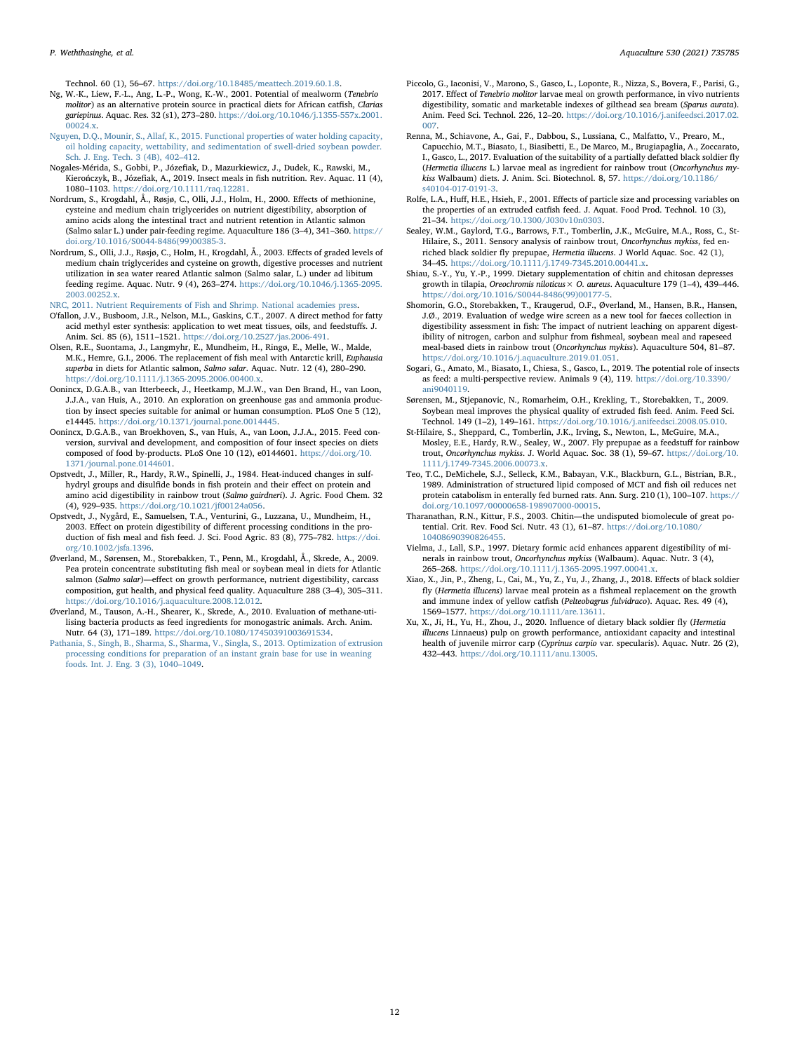Technol. 60 (1), 56–67. https://doi.org/10.18485/meattech.2019.60.1.8.

Ng, W.-K., Liew, F.-L., Ang, L.-P., Wong, K.-W., 2001. Potential of mealworm (*Tenebrio molitor*) as an alternative protein source in practical diets for African catfish, *Clarias gariepinus*. Aquac. Res. 32 (s1), 273–280. https://doi.org/10.1046/j.1355-557x.2001.00024.x.

Nguyen, D.Q., Mounir, S., Allaf, K., 2015. Functional properties of water holding capacity, oil holding capacity, wettability, and sedimentation of swell-dried soybean powder. Sch. J. Eng. Tech. 3 (4B), 402–412.

Nogales-Mérida, S., Gobbi, P., Józefiak, D., Mazurkiewicz, J., Dudek, K., Rawski, M., Kierończyk, B., Józefiak, A., 2019. Insect meals in fish nutrition. Rev. Aquac. 11 (4), 1080–1103. https://doi.org/10.1111/raq.12281.

Nordrum, S., Krogdahl, Å., Røsjø, C., Olli, J.J., Holm, H., 2000. Effects of methionine, cysteine and medium chain triglycerides on nutrient digestibility, absorption of amino acids along the intestinal tract and nutrient retention in Atlantic salmon (Salmo salar L.) under pair-feeding regime. Aquaculture 186 (3–4), 341–360. https://doi.org/10.1016/S0044-8486(99)00385-3.

Nordrum, S., Olli, J.J., Røsjø, C., Holm, H., Krogdahl, Å., 2003. Effects of graded levels of medium chain triglycerides and cysteine on growth, digestive processes and nutrient utilization in sea water reared Atlantic salmon (Salmo salar, L.) under ad libitum feeding regime. Aquac. Nutr. 9 (4), 263–274. https://doi.org/10.1046/j.1365-2095.2003.00252.x.

NRC, 2011. Nutrient Requirements of Fish and Shrimp. National academies press.

O'fallon, J.V., Busboom, J.R., Nelson, M.L., Gaskins, C.T., 2007. A direct method for fatty acid methyl ester synthesis: application to wet meat tissues, oils, and feedstuffs. J. Anim. Sci. 85 (6), 1511–1521. https://doi.org/10.2527/jas.2006-491.

Olsen, R.E., Suontama, J., Langmyhr, E., Mundheim, H., Ringø, E., Melle, W., Malde, M.K., Hemre, G.I., 2006. The replacement of fish meal with Antarctic krill, *Euphausia superba* in diets for Atlantic salmon, *Salmo salar*. Aquac. Nutr. 12 (4), 280–290. https://doi.org/10.1111/j.1365-2095.2006.00400.x.

Oonincx, D.G.A.B., van Itterbeeck, J., Heetkamp, M.J.W., van Den Brand, H., van Loon, J.J.A., van Huis, A., 2010. An exploration on greenhouse gas and ammonia production by insect species suitable for animal or human consumption. PLoS One 5 (12), e14445. https://doi.org/10.1371/journal.pone.0014445.

Oonincx, D.G.A.B., van Broekhoven, S., van Huis, A., van Loon, J.J.A., 2015. Feed conversion, survival and development, and composition of four insect species on diets composed of food by-products. PLoS One 10 (12), e0144601. https://doi.org/10.1371/journal.pone.0144601.

Opstvedt, J., Miller, R., Hardy, R.W., Spinelli, J., 1984. Heat-induced changes in sulfhydryl groups and disulfide bonds in fish protein and their effect on protein and amino acid digestibility in rainbow trout (*Salmo gairdneri*). J. Agric. Food Chem. 32 (4), 929–935. https://doi.org/10.1021/jf00124a056.

Opstvedt, J., Nygård, E., Samuelsen, T.A., Venturini, G., Luzzana, U., Mundheim, H., 2003. Effect on protein digestibility of different processing conditions in the production of fish meal and fish feed. J. Sci. Food Agric. 83 (8), 775–782. https://doi.org/10.1002/jsfa.1396.

Øverland, M., Sørensen, M., Storebakken, T., Penn, M., Krogdahl, Å., Skrede, A., 2009. Pea protein concentrate substituting fish meal or soybean meal in diets for Atlantic salmon (*Salmo salar*)—effect on growth performance, nutrient digestibility, carcass composition, gut health, and physical feed quality. Aquaculture 288 (3–4), 305–311. https://doi.org/10.1016/j.aquaculture.2008.12.012.

Øverland, M., Tauson, A.-H., Shearer, K., Skrede, A., 2010. Evaluation of methane-utilising bacteria products as feed ingredients for monogastric animals. Arch. Anim. Nutr. 64 (3), 171–189. https://doi.org/10.1080/17450391003691534.

Pathania, S., Singh, B., Sharma, S., Sharma, V., Singla, S., 2013. Optimization of extrusion processing conditions for preparation of an instant grain base for use in weaning foods. Int. J. Eng. 3 (3), 1040–1049.

Piccolo, G., Iaconisi, V., Marono, S., Gasco, L., Loponte, R., Nizza, S., Bovera, F., Parisi, G., 2017. Effect of *Tenebrio molitor* larvae meal on growth performance, in vivo nutrients digestibility, somatic and marketable indexes of gilthead sea bream (*Sparus aurata*). Anim. Feed Sci. Technol. 226, 12–20. https://doi.org/10.1016/j.anifeedsci.2017.02.007.

Renna, M., Schiavone, A., Gai, F., Dabbou, S., Lussiana, C., Malfatto, V., Prearo, M., Capucchio, M.T., Biasato, I., Biasibetti, E., De Marco, M., Brugiapaglia, A., Zoccarato, I., Gasco, L., 2017. Evaluation of the suitability of a partially defatted black soldier fly (*Hermetia illucens* L.) larvae meal as ingredient for rainbow trout (*Oncorhynchus mykiss* Walbaum) diets. J. Anim. Sci. Biotechnol. 8, 57. https://doi.org/10.1186/s40104-017-0191-3.

Rolfe, L.A., Huff, H.E., Hsieh, F., 2001. Effects of particle size and processing variables on the properties of an extruded catfish feed. J. Aquat. Food Prod. Technol. 10 (3), 21–34. https://doi.org/10.1300/J030v10n0303.

Sealey, W.M., Gaylord, T.G., Barrows, F.T., Tomberlin, J.K., McGuire, M.A., Ross, C., St-Hilaire, S., 2011. Sensory analysis of rainbow trout, *Oncorhynchus mykiss*, fed enriched black soldier fly prepupae, *Hermetia illucens*. J World Aquac. Soc. 42 (1), 34–45. https://doi.org/10.1111/j.1749-7345.2010.00441.x.

Shiau, S.-Y., Yu, Y.-P., 1999. Dietary supplementation of chitin and chitosan depresses growth in tilapia, *Oreochromis niloticus* × *O. aureus*. Aquaculture 179 (1–4), 439–446. https://doi.org/10.1016/S0044-8486(99)00177-5.

Shomorin, G.O., Storebakken, T., Kraugerud, O.F., Øverland, M., Hansen, B.R., Hansen, J.Ø., 2019. Evaluation of wedge wire screen as a new tool for faeces collection in digestibility assessment in fish: The impact of nutrient leaching on apparent digestibility of nitrogen, carbon and sulphur from fishmeal, soybean meal and rapeseed meal-based diets in rainbow trout (*Oncorhynchus mykiss*). Aquaculture 504, 81–87. https://doi.org/10.1016/j.aquaculture.2019.01.051.

Sogari, G., Amato, M., Biasato, I., Chiesa, S., Gasco, L., 2019. The potential role of insects as feed: a multi-perspective review. Animals 9 (4), 119. https://doi.org/10.3390/ani9040119.

Sørensen, M., Stjepanovic, N., Romarheim, O.H., Krekling, T., Storebakken, T., 2009. Soybean meal improves the physical quality of extruded fish feed. Anim. Feed Sci. Technol. 149 (1–2), 149–161. https://doi.org/10.1016/j.anifeedsci.2008.05.010.

St-Hilaire, S., Sheppard, C., Tomberlin, J.K., Irving, S., Newton, L., McGuire, M.A., Mosley, E.E., Hardy, R.W., Sealey, W., 2007. Fly prepupae as a feedstuff for rainbow trout, *Oncorhynchus mykiss*. J. World Aquac. Soc. 38 (1), 59–67. https://doi.org/10.1111/j.1749-7345.2006.00073.x.

Teo, T.C., DeMichele, S.J., Selleck, K.M., Babayan, V.K., Blackburn, G.L., Bistrian, B.R., 1989. Administration of structured lipid composed of MCT and fish oil reduces net protein catabolism in enterally fed burned rats. Ann. Surg. 210 (1), 100–107. https://doi.org/10.1097/00000658-198907000-00015.

Tharanathan, R.N., Kittur, F.S., 2003. Chitin—the undisputed biomolecule of great potential. Crit. Rev. Food Sci. Nutr. 43 (1), 61–87. https://doi.org/10.1080/10408690390826455.

Vielma, J., Lall, S.P., 1997. Dietary formic acid enhances apparent digestibility of minerals in rainbow trout, *Oncorhynchus mykiss* (Walbaum). Aquac. Nutr. 3 (4), 265–268. https://doi.org/10.1111/j.1365-2095.1997.00041.x.

Xiao, X., Jin, P., Zheng, L., Cai, M., Yu, Z., Yu, J., Zhang, J., 2018. Effects of black soldier fly (*Hermetia illucens*) larvae meal protein as a fishmeal replacement on the growth and immune index of yellow catfish (*Pelteobagrus fulvidraco*). Aquac. Res. 49 (4), 1569–1577. https://doi.org/10.1111/are.13611.

Xu, X., Ji, H., Yu, H., Zhou, J., 2020. Influence of dietary black soldier fly (*Hermetia illucens* Linnaeus) pulp on growth performance, antioxidant capacity and intestinal health of juvenile mirror carp (*Cyprinus carpio* var. specularis). Aquac. Nutr. 26 (2), 432–443. https://doi.org/10.1111/anu.13005.